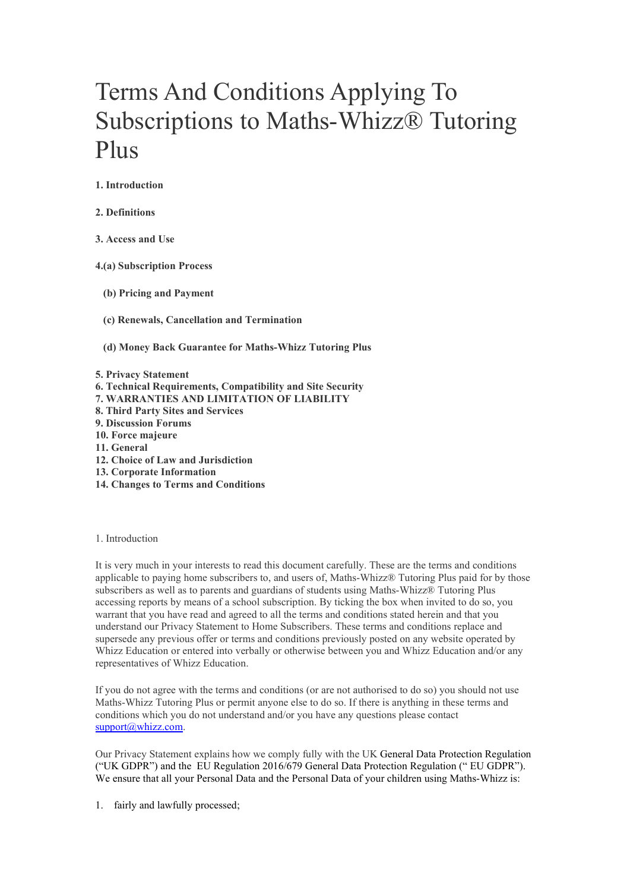# Terms And Conditions Applying To Subscriptions to Maths-Whizz® Tutoring Plus

**1. Introduction**

**2. Definitions**

**3. Access and Use**

**4.(a) Subscription Process**

**(b) Pricing and Payment**

**(c) Renewals, Cancellation and Termination**

**(d) Money Back Guarantee for Maths-Whizz Tutoring Plus**

**5. Privacy Statement**
**6. Technical Requirements, Compatibility and Site Security**
**7. WARRANTIES AND LIMITATION OF LIABILITY**
**8. Third Party Sites and Services**
**9. Discussion Forums**
**10. Force majeure**
**11. General**
**12. Choice of Law and Jurisdiction**
**13. Corporate Information**
**14. Changes to Terms and Conditions**

1. Introduction

It is very much in your interests to read this document carefully. These are the terms and conditions applicable to paying home subscribers to, and users of, Maths-Whizz® Tutoring Plus paid for by those subscribers as well as to parents and guardians of students using Maths-Whizz® Tutoring Plus accessing reports by means of a school subscription. By ticking the box when invited to do so, you warrant that you have read and agreed to all the terms and conditions stated herein and that you understand our Privacy Statement to Home Subscribers. These terms and conditions replace and supersede any previous offer or terms and conditions previously posted on any website operated by Whizz Education or entered into verbally or otherwise between you and Whizz Education and/or any representatives of Whizz Education.

If you do not agree with the terms and conditions (or are not authorised to do so) you should not use Maths-Whizz Tutoring Plus or permit anyone else to do so. If there is anything in these terms and conditions which you do not understand and/or you have any questions please contact support@whizz.com.

Our Privacy Statement explains how we comply fully with the UK General Data Protection Regulation ("UK GDPR") and the EU Regulation 2016/679 General Data Protection Regulation (" EU GDPR"). We ensure that all your Personal Data and the Personal Data of your children using Maths-Whizz is:

1. fairly and lawfully processed;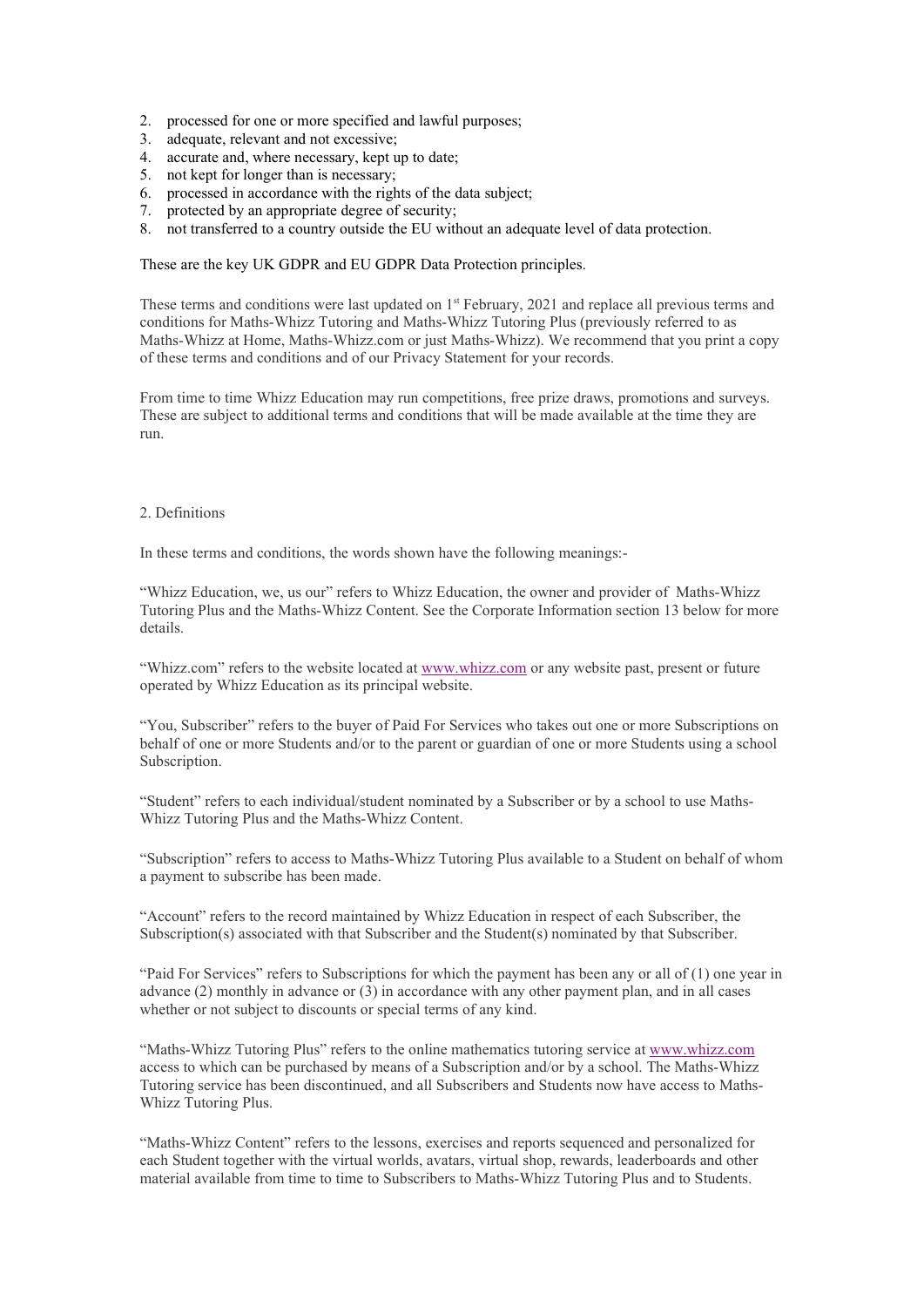2. processed for one or more specified and lawful purposes;
3. adequate, relevant and not excessive;
4. accurate and, where necessary, kept up to date;
5. not kept for longer than is necessary;
6. processed in accordance with the rights of the data subject;
7. protected by an appropriate degree of security;
8. not transferred to a country outside the EU without an adequate level of data protection.

These are the key UK GDPR and EU GDPR Data Protection principles.

These terms and conditions were last updated on 1st February, 2021 and replace all previous terms and conditions for Maths-Whizz Tutoring and Maths-Whizz Tutoring Plus (previously referred to as Maths-Whizz at Home, Maths-Whizz.com or just Maths-Whizz). We recommend that you print a copy of these terms and conditions and of our Privacy Statement for your records.

From time to time Whizz Education may run competitions, free prize draws, promotions and surveys. These are subject to additional terms and conditions that will be made available at the time they are run.

## 2. Definitions

In these terms and conditions, the words shown have the following meanings:-

"Whizz Education, we, us our" refers to Whizz Education, the owner and provider of Maths-Whizz Tutoring Plus and the Maths-Whizz Content. See the Corporate Information section 13 below for more details.

"Whizz.com" refers to the website located at www.whizz.com or any website past, present or future operated by Whizz Education as its principal website.

"You, Subscriber" refers to the buyer of Paid For Services who takes out one or more Subscriptions on behalf of one or more Students and/or to the parent or guardian of one or more Students using a school Subscription.

"Student" refers to each individual/student nominated by a Subscriber or by a school to use Maths-Whizz Tutoring Plus and the Maths-Whizz Content.

"Subscription" refers to access to Maths-Whizz Tutoring Plus available to a Student on behalf of whom a payment to subscribe has been made.

"Account" refers to the record maintained by Whizz Education in respect of each Subscriber, the Subscription(s) associated with that Subscriber and the Student(s) nominated by that Subscriber.

"Paid For Services" refers to Subscriptions for which the payment has been any or all of (1) one year in advance (2) monthly in advance or (3) in accordance with any other payment plan, and in all cases whether or not subject to discounts or special terms of any kind.

"Maths-Whizz Tutoring Plus" refers to the online mathematics tutoring service at www.whizz.com access to which can be purchased by means of a Subscription and/or by a school. The Maths-Whizz Tutoring service has been discontinued, and all Subscribers and Students now have access to Maths-Whizz Tutoring Plus.

"Maths-Whizz Content" refers to the lessons, exercises and reports sequenced and personalized for each Student together with the virtual worlds, avatars, virtual shop, rewards, leaderboards and other material available from time to time to Subscribers to Maths-Whizz Tutoring Plus and to Students.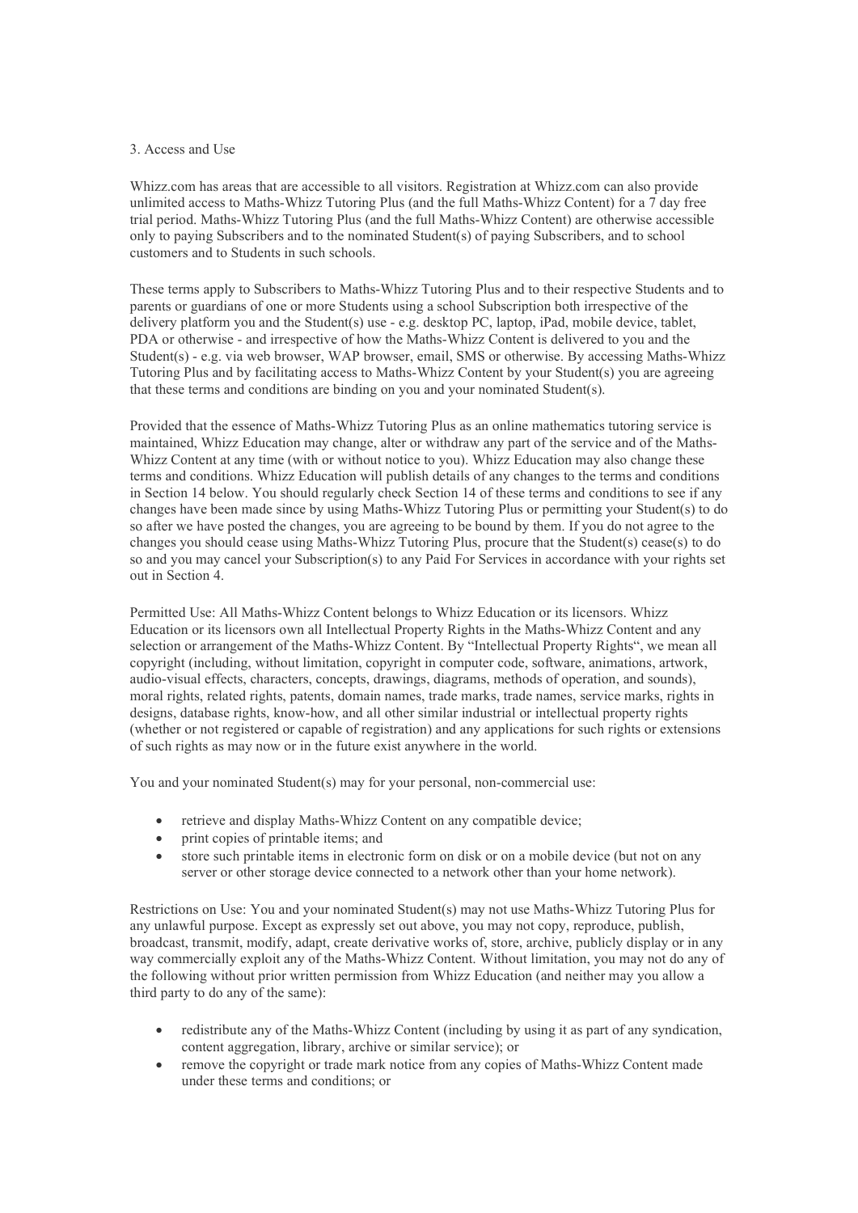## 3. Access and Use

Whizz.com has areas that are accessible to all visitors. Registration at Whizz.com can also provide unlimited access to Maths-Whizz Tutoring Plus (and the full Maths-Whizz Content) for a 7 day free trial period. Maths-Whizz Tutoring Plus (and the full Maths-Whizz Content) are otherwise accessible only to paying Subscribers and to the nominated Student(s) of paying Subscribers, and to school customers and to Students in such schools.

These terms apply to Subscribers to Maths-Whizz Tutoring Plus and to their respective Students and to parents or guardians of one or more Students using a school Subscription both irrespective of the delivery platform you and the Student(s) use - e.g. desktop PC, laptop, iPad, mobile device, tablet, PDA or otherwise - and irrespective of how the Maths-Whizz Content is delivered to you and the Student(s) - e.g. via web browser, WAP browser, email, SMS or otherwise. By accessing Maths-Whizz Tutoring Plus and by facilitating access to Maths-Whizz Content by your Student(s) you are agreeing that these terms and conditions are binding on you and your nominated Student(s).

Provided that the essence of Maths-Whizz Tutoring Plus as an online mathematics tutoring service is maintained, Whizz Education may change, alter or withdraw any part of the service and of the Maths-Whizz Content at any time (with or without notice to you). Whizz Education may also change these terms and conditions. Whizz Education will publish details of any changes to the terms and conditions in Section 14 below. You should regularly check Section 14 of these terms and conditions to see if any changes have been made since by using Maths-Whizz Tutoring Plus or permitting your Student(s) to do so after we have posted the changes, you are agreeing to be bound by them. If you do not agree to the changes you should cease using Maths-Whizz Tutoring Plus, procure that the Student(s) cease(s) to do so and you may cancel your Subscription(s) to any Paid For Services in accordance with your rights set out in Section 4.

Permitted Use: All Maths-Whizz Content belongs to Whizz Education or its licensors. Whizz Education or its licensors own all Intellectual Property Rights in the Maths-Whizz Content and any selection or arrangement of the Maths-Whizz Content. By "Intellectual Property Rights", we mean all copyright (including, without limitation, copyright in computer code, software, animations, artwork, audio-visual effects, characters, concepts, drawings, diagrams, methods of operation, and sounds), moral rights, related rights, patents, domain names, trade marks, trade names, service marks, rights in designs, database rights, know-how, and all other similar industrial or intellectual property rights (whether or not registered or capable of registration) and any applications for such rights or extensions of such rights as may now or in the future exist anywhere in the world.

You and your nominated Student(s) may for your personal, non-commercial use:

- retrieve and display Maths-Whizz Content on any compatible device;
- print copies of printable items; and
- store such printable items in electronic form on disk or on a mobile device (but not on any server or other storage device connected to a network other than your home network).

Restrictions on Use: You and your nominated Student(s) may not use Maths-Whizz Tutoring Plus for any unlawful purpose. Except as expressly set out above, you may not copy, reproduce, publish, broadcast, transmit, modify, adapt, create derivative works of, store, archive, publicly display or in any way commercially exploit any of the Maths-Whizz Content. Without limitation, you may not do any of the following without prior written permission from Whizz Education (and neither may you allow a third party to do any of the same):

- redistribute any of the Maths-Whizz Content (including by using it as part of any syndication, content aggregation, library, archive or similar service); or
- remove the copyright or trade mark notice from any copies of Maths-Whizz Content made under these terms and conditions; or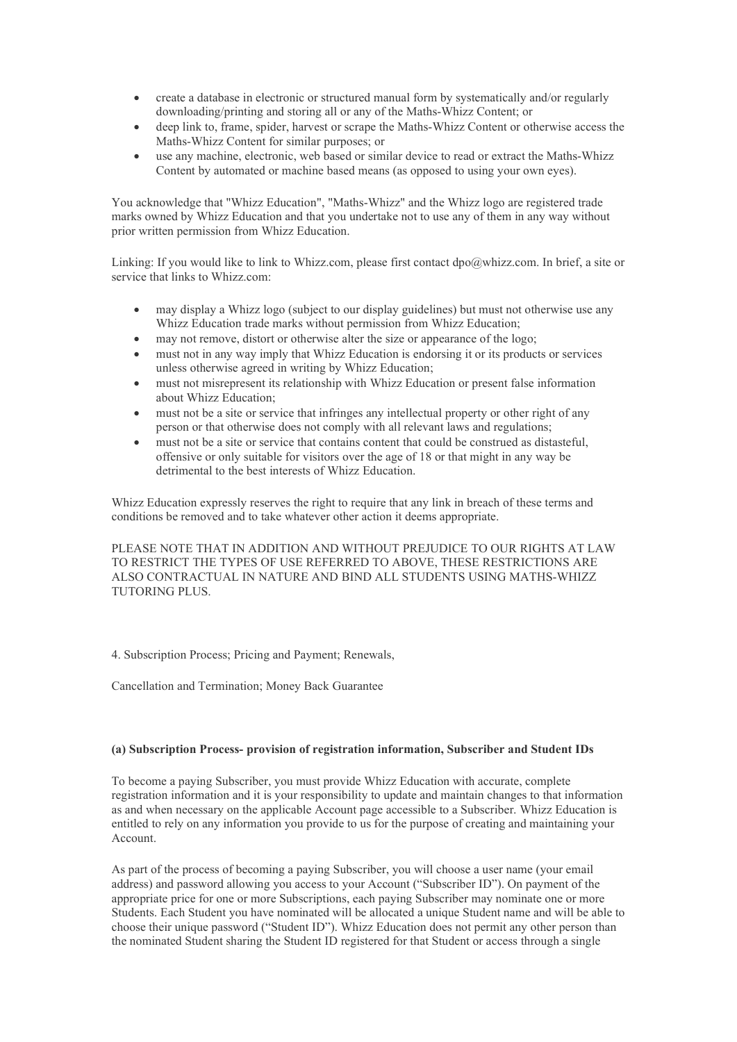- create a database in electronic or structured manual form by systematically and/or regularly downloading/printing and storing all or any of the Maths-Whizz Content; or
- deep link to, frame, spider, harvest or scrape the Maths-Whizz Content or otherwise access the Maths-Whizz Content for similar purposes; or
- use any machine, electronic, web based or similar device to read or extract the Maths-Whizz Content by automated or machine based means (as opposed to using your own eyes).

You acknowledge that "Whizz Education", "Maths-Whizz" and the Whizz logo are registered trade marks owned by Whizz Education and that you undertake not to use any of them in any way without prior written permission from Whizz Education.

Linking: If you would like to link to Whizz.com, please first contact dpo@whizz.com. In brief, a site or service that links to Whizz.com:

- may display a Whizz logo (subject to our display guidelines) but must not otherwise use any Whizz Education trade marks without permission from Whizz Education;
- may not remove, distort or otherwise alter the size or appearance of the logo;
- must not in any way imply that Whizz Education is endorsing it or its products or services unless otherwise agreed in writing by Whizz Education;
- must not misrepresent its relationship with Whizz Education or present false information about Whizz Education;
- must not be a site or service that infringes any intellectual property or other right of any person or that otherwise does not comply with all relevant laws and regulations;
- must not be a site or service that contains content that could be construed as distasteful, offensive or only suitable for visitors over the age of 18 or that might in any way be detrimental to the best interests of Whizz Education.

Whizz Education expressly reserves the right to require that any link in breach of these terms and conditions be removed and to take whatever other action it deems appropriate.

PLEASE NOTE THAT IN ADDITION AND WITHOUT PREJUDICE TO OUR RIGHTS AT LAW TO RESTRICT THE TYPES OF USE REFERRED TO ABOVE, THESE RESTRICTIONS ARE ALSO CONTRACTUAL IN NATURE AND BIND ALL STUDENTS USING MATHS-WHIZZ TUTORING PLUS.

4. Subscription Process; Pricing and Payment; Renewals,

Cancellation and Termination; Money Back Guarantee

**(a) Subscription Process- provision of registration information, Subscriber and Student IDs**

To become a paying Subscriber, you must provide Whizz Education with accurate, complete registration information and it is your responsibility to update and maintain changes to that information as and when necessary on the applicable Account page accessible to a Subscriber. Whizz Education is entitled to rely on any information you provide to us for the purpose of creating and maintaining your Account.

As part of the process of becoming a paying Subscriber, you will choose a user name (your email address) and password allowing you access to your Account ("Subscriber ID"). On payment of the appropriate price for one or more Subscriptions, each paying Subscriber may nominate one or more Students. Each Student you have nominated will be allocated a unique Student name and will be able to choose their unique password ("Student ID"). Whizz Education does not permit any other person than the nominated Student sharing the Student ID registered for that Student or access through a single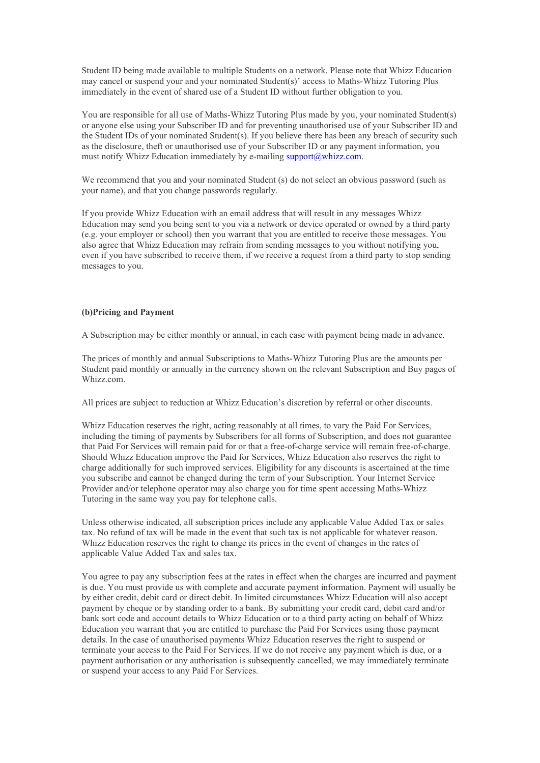Student ID being made available to multiple Students on a network. Please note that Whizz Education may cancel or suspend your and your nominated Student(s)' access to Maths-Whizz Tutoring Plus immediately in the event of shared use of a Student ID without further obligation to you.

You are responsible for all use of Maths-Whizz Tutoring Plus made by you, your nominated Student(s) or anyone else using your Subscriber ID and for preventing unauthorised use of your Subscriber ID and the Student IDs of your nominated Student(s). If you believe there has been any breach of security such as the disclosure, theft or unauthorised use of your Subscriber ID or any payment information, you must notify Whizz Education immediately by e-mailing support@whizz.com.

We recommend that you and your nominated Student (s) do not select an obvious password (such as your name), and that you change passwords regularly.

If you provide Whizz Education with an email address that will result in any messages Whizz Education may send you being sent to you via a network or device operated or owned by a third party (e.g. your employer or school) then you warrant that you are entitled to receive those messages. You also agree that Whizz Education may refrain from sending messages to you without notifying you, even if you have subscribed to receive them, if we receive a request from a third party to stop sending messages to you.

**(b)Pricing and Payment**

A Subscription may be either monthly or annual, in each case with payment being made in advance.

The prices of monthly and annual Subscriptions to Maths-Whizz Tutoring Plus are the amounts per Student paid monthly or annually in the currency shown on the relevant Subscription and Buy pages of Whizz.com.

All prices are subject to reduction at Whizz Education's discretion by referral or other discounts.

Whizz Education reserves the right, acting reasonably at all times, to vary the Paid For Services, including the timing of payments by Subscribers for all forms of Subscription, and does not guarantee that Paid For Services will remain paid for or that a free-of-charge service will remain free-of-charge. Should Whizz Education improve the Paid for Services, Whizz Education also reserves the right to charge additionally for such improved services. Eligibility for any discounts is ascertained at the time you subscribe and cannot be changed during the term of your Subscription. Your Internet Service Provider and/or telephone operator may also charge you for time spent accessing Maths-Whizz Tutoring in the same way you pay for telephone calls.

Unless otherwise indicated, all subscription prices include any applicable Value Added Tax or sales tax. No refund of tax will be made in the event that such tax is not applicable for whatever reason. Whizz Education reserves the right to change its prices in the event of changes in the rates of applicable Value Added Tax and sales tax.

You agree to pay any subscription fees at the rates in effect when the charges are incurred and payment is due. You must provide us with complete and accurate payment information. Payment will usually be by either credit, debit card or direct debit. In limited circumstances Whizz Education will also accept payment by cheque or by standing order to a bank. By submitting your credit card, debit card and/or bank sort code and account details to Whizz Education or to a third party acting on behalf of Whizz Education you warrant that you are entitled to purchase the Paid For Services using those payment details. In the case of unauthorised payments Whizz Education reserves the right to suspend or terminate your access to the Paid For Services. If we do not receive any payment which is due, or a payment authorisation or any authorisation is subsequently cancelled, we may immediately terminate or suspend your access to any Paid For Services.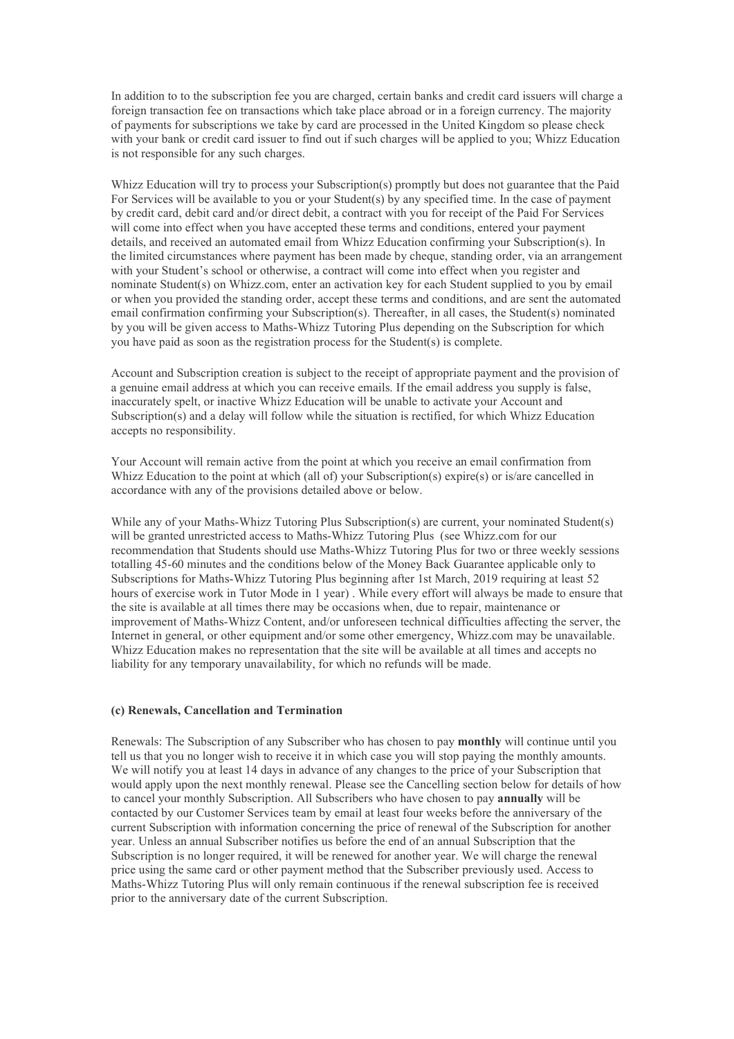In addition to to the subscription fee you are charged, certain banks and credit card issuers will charge a foreign transaction fee on transactions which take place abroad or in a foreign currency. The majority of payments for subscriptions we take by card are processed in the United Kingdom so please check with your bank or credit card issuer to find out if such charges will be applied to you; Whizz Education is not responsible for any such charges.

Whizz Education will try to process your Subscription(s) promptly but does not guarantee that the Paid For Services will be available to you or your Student(s) by any specified time. In the case of payment by credit card, debit card and/or direct debit, a contract with you for receipt of the Paid For Services will come into effect when you have accepted these terms and conditions, entered your payment details, and received an automated email from Whizz Education confirming your Subscription(s). In the limited circumstances where payment has been made by cheque, standing order, via an arrangement with your Student's school or otherwise, a contract will come into effect when you register and nominate Student(s) on Whizz.com, enter an activation key for each Student supplied to you by email or when you provided the standing order, accept these terms and conditions, and are sent the automated email confirmation confirming your Subscription(s). Thereafter, in all cases, the Student(s) nominated by you will be given access to Maths-Whizz Tutoring Plus depending on the Subscription for which you have paid as soon as the registration process for the Student(s) is complete.

Account and Subscription creation is subject to the receipt of appropriate payment and the provision of a genuine email address at which you can receive emails. If the email address you supply is false, inaccurately spelt, or inactive Whizz Education will be unable to activate your Account and Subscription(s) and a delay will follow while the situation is rectified, for which Whizz Education accepts no responsibility.

Your Account will remain active from the point at which you receive an email confirmation from Whizz Education to the point at which (all of) your Subscription(s) expire(s) or is/are cancelled in accordance with any of the provisions detailed above or below.

While any of your Maths-Whizz Tutoring Plus Subscription(s) are current, your nominated Student(s) will be granted unrestricted access to Maths-Whizz Tutoring Plus (see Whizz.com for our recommendation that Students should use Maths-Whizz Tutoring Plus for two or three weekly sessions totalling 45-60 minutes and the conditions below of the Money Back Guarantee applicable only to Subscriptions for Maths-Whizz Tutoring Plus beginning after 1st March, 2019 requiring at least 52 hours of exercise work in Tutor Mode in 1 year) . While every effort will always be made to ensure that the site is available at all times there may be occasions when, due to repair, maintenance or improvement of Maths-Whizz Content, and/or unforeseen technical difficulties affecting the server, the Internet in general, or other equipment and/or some other emergency, Whizz.com may be unavailable. Whizz Education makes no representation that the site will be available at all times and accepts no liability for any temporary unavailability, for which no refunds will be made.

**(c) Renewals, Cancellation and Termination**

Renewals: The Subscription of any Subscriber who has chosen to pay **monthly** will continue until you tell us that you no longer wish to receive it in which case you will stop paying the monthly amounts. We will notify you at least 14 days in advance of any changes to the price of your Subscription that would apply upon the next monthly renewal. Please see the Cancelling section below for details of how to cancel your monthly Subscription. All Subscribers who have chosen to pay **annually** will be contacted by our Customer Services team by email at least four weeks before the anniversary of the current Subscription with information concerning the price of renewal of the Subscription for another year. Unless an annual Subscriber notifies us before the end of an annual Subscription that the Subscription is no longer required, it will be renewed for another year. We will charge the renewal price using the same card or other payment method that the Subscriber previously used. Access to Maths-Whizz Tutoring Plus will only remain continuous if the renewal subscription fee is received prior to the anniversary date of the current Subscription.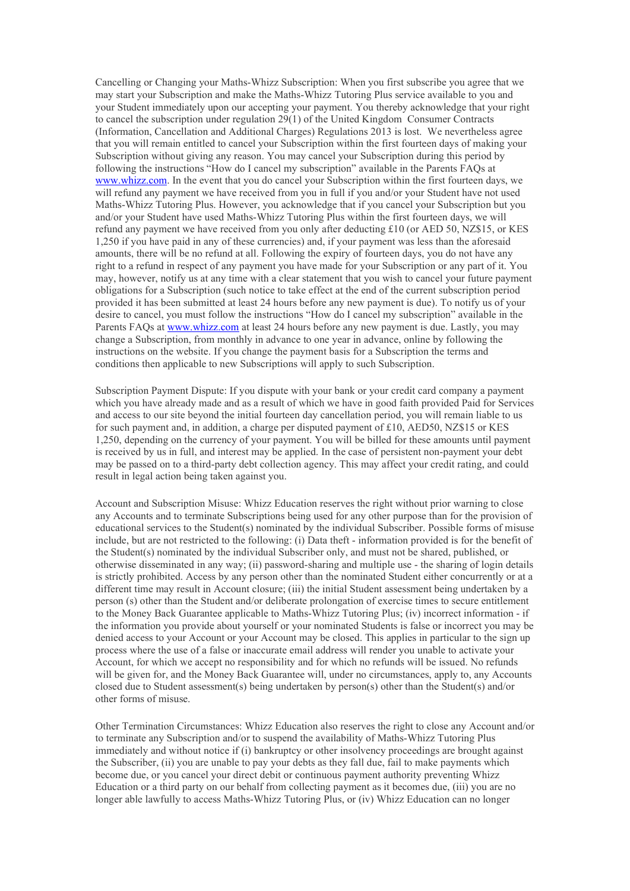Cancelling or Changing your Maths-Whizz Subscription: When you first subscribe you agree that we may start your Subscription and make the Maths-Whizz Tutoring Plus service available to you and your Student immediately upon our accepting your payment. You thereby acknowledge that your right to cancel the subscription under regulation 29(1) of the United Kingdom Consumer Contracts (Information, Cancellation and Additional Charges) Regulations 2013 is lost. We nevertheless agree that you will remain entitled to cancel your Subscription within the first fourteen days of making your Subscription without giving any reason. You may cancel your Subscription during this period by following the instructions "How do I cancel my subscription" available in the Parents FAQs at [www.whizz.com](http://www.whizz.com). In the event that you do cancel your Subscription within the first fourteen days, we will refund any payment we have received from you in full if you and/or your Student have not used Maths-Whizz Tutoring Plus. However, you acknowledge that if you cancel your Subscription but you and/or your Student have used Maths-Whizz Tutoring Plus within the first fourteen days, we will refund any payment we have received from you only after deducting £10 (or AED 50, NZ$15, or KES 1,250 if you have paid in any of these currencies) and, if your payment was less than the aforesaid amounts, there will be no refund at all. Following the expiry of fourteen days, you do not have any right to a refund in respect of any payment you have made for your Subscription or any part of it. You may, however, notify us at any time with a clear statement that you wish to cancel your future payment obligations for a Subscription (such notice to take effect at the end of the current subscription period provided it has been submitted at least 24 hours before any new payment is due). To notify us of your desire to cancel, you must follow the instructions "How do I cancel my subscription" available in the Parents FAQs at [www.whizz.com](http://www.whizz.com) at least 24 hours before any new payment is due. Lastly, you may change a Subscription, from monthly in advance to one year in advance, online by following the instructions on the website. If you change the payment basis for a Subscription the terms and conditions then applicable to new Subscriptions will apply to such Subscription.

Subscription Payment Dispute: If you dispute with your bank or your credit card company a payment which you have already made and as a result of which we have in good faith provided Paid for Services and access to our site beyond the initial fourteen day cancellation period, you will remain liable to us for such payment and, in addition, a charge per disputed payment of £10, AED50, NZ$15 or KES 1,250, depending on the currency of your payment. You will be billed for these amounts until payment is received by us in full, and interest may be applied. In the case of persistent non-payment your debt may be passed on to a third-party debt collection agency. This may affect your credit rating, and could result in legal action being taken against you.

Account and Subscription Misuse: Whizz Education reserves the right without prior warning to close any Accounts and to terminate Subscriptions being used for any other purpose than for the provision of educational services to the Student(s) nominated by the individual Subscriber. Possible forms of misuse include, but are not restricted to the following: (i) Data theft - information provided is for the benefit of the Student(s) nominated by the individual Subscriber only, and must not be shared, published, or otherwise disseminated in any way; (ii) password-sharing and multiple use - the sharing of login details is strictly prohibited. Access by any person other than the nominated Student either concurrently or at a different time may result in Account closure; (iii) the initial Student assessment being undertaken by a person (s) other than the Student and/or deliberate prolongation of exercise times to secure entitlement to the Money Back Guarantee applicable to Maths-Whizz Tutoring Plus; (iv) incorrect information - if the information you provide about yourself or your nominated Students is false or incorrect you may be denied access to your Account or your Account may be closed. This applies in particular to the sign up process where the use of a false or inaccurate email address will render you unable to activate your Account, for which we accept no responsibility and for which no refunds will be issued. No refunds will be given for, and the Money Back Guarantee will, under no circumstances, apply to, any Accounts closed due to Student assessment(s) being undertaken by person(s) other than the Student(s) and/or other forms of misuse.

Other Termination Circumstances: Whizz Education also reserves the right to close any Account and/or to terminate any Subscription and/or to suspend the availability of Maths-Whizz Tutoring Plus immediately and without notice if (i) bankruptcy or other insolvency proceedings are brought against the Subscriber, (ii) you are unable to pay your debts as they fall due, fail to make payments which become due, or you cancel your direct debit or continuous payment authority preventing Whizz Education or a third party on our behalf from collecting payment as it becomes due, (iii) you are no longer able lawfully to access Maths-Whizz Tutoring Plus, or (iv) Whizz Education can no longer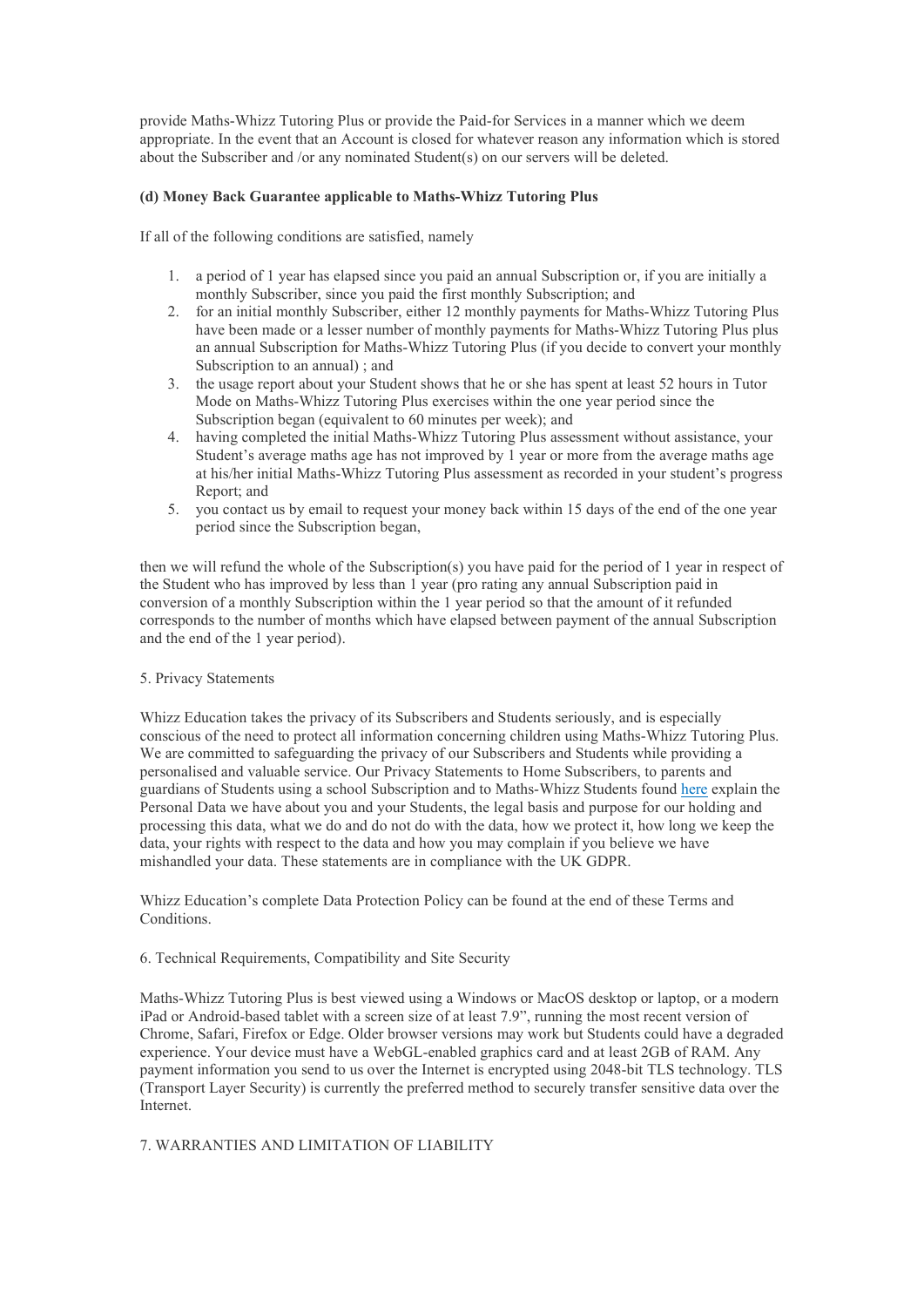provide Maths-Whizz Tutoring Plus or provide the Paid-for Services in a manner which we deem appropriate. In the event that an Account is closed for whatever reason any information which is stored about the Subscriber and /or any nominated Student(s) on our servers will be deleted.

**(d) Money Back Guarantee applicable to Maths-Whizz Tutoring Plus**

If all of the following conditions are satisfied, namely

1. a period of 1 year has elapsed since you paid an annual Subscription or, if you are initially a monthly Subscriber, since you paid the first monthly Subscription; and
2. for an initial monthly Subscriber, either 12 monthly payments for Maths-Whizz Tutoring Plus have been made or a lesser number of monthly payments for Maths-Whizz Tutoring Plus plus an annual Subscription for Maths-Whizz Tutoring Plus (if you decide to convert your monthly Subscription to an annual) ; and
3. the usage report about your Student shows that he or she has spent at least 52 hours in Tutor Mode on Maths-Whizz Tutoring Plus exercises within the one year period since the Subscription began (equivalent to 60 minutes per week); and
4. having completed the initial Maths-Whizz Tutoring Plus assessment without assistance, your Student's average maths age has not improved by 1 year or more from the average maths age at his/her initial Maths-Whizz Tutoring Plus assessment as recorded in your student's progress Report; and
5. you contact us by email to request your money back within 15 days of the end of the one year period since the Subscription began,

then we will refund the whole of the Subscription(s) you have paid for the period of 1 year in respect of the Student who has improved by less than 1 year (pro rating any annual Subscription paid in conversion of a monthly Subscription within the 1 year period so that the amount of it refunded corresponds to the number of months which have elapsed between payment of the annual Subscription and the end of the 1 year period).

5. Privacy Statements

Whizz Education takes the privacy of its Subscribers and Students seriously, and is especially conscious of the need to protect all information concerning children using Maths-Whizz Tutoring Plus. We are committed to safeguarding the privacy of our Subscribers and Students while providing a personalised and valuable service. Our Privacy Statements to Home Subscribers, to parents and guardians of Students using a school Subscription and to Maths-Whizz Students found here explain the Personal Data we have about you and your Students, the legal basis and purpose for our holding and processing this data, what we do and do not do with the data, how we protect it, how long we keep the data, your rights with respect to the data and how you may complain if you believe we have mishandled your data. These statements are in compliance with the UK GDPR.

Whizz Education's complete Data Protection Policy can be found at the end of these Terms and Conditions.

6. Technical Requirements, Compatibility and Site Security

Maths-Whizz Tutoring Plus is best viewed using a Windows or MacOS desktop or laptop, or a modern iPad or Android-based tablet with a screen size of at least 7.9", running the most recent version of Chrome, Safari, Firefox or Edge. Older browser versions may work but Students could have a degraded experience. Your device must have a WebGL-enabled graphics card and at least 2GB of RAM. Any payment information you send to us over the Internet is encrypted using 2048-bit TLS technology. TLS (Transport Layer Security) is currently the preferred method to securely transfer sensitive data over the Internet.

7. WARRANTIES AND LIMITATION OF LIABILITY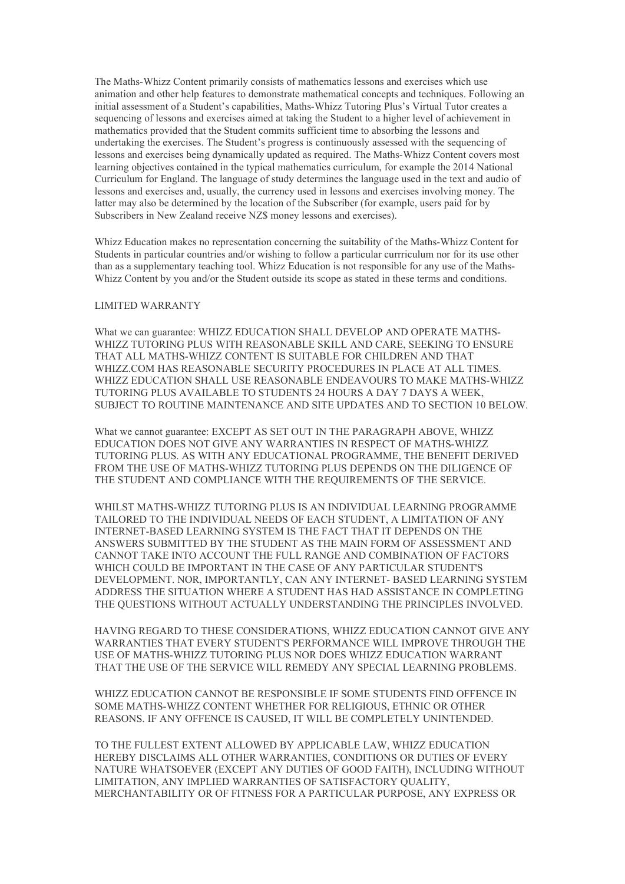The Maths-Whizz Content primarily consists of mathematics lessons and exercises which use animation and other help features to demonstrate mathematical concepts and techniques. Following an initial assessment of a Student's capabilities, Maths-Whizz Tutoring Plus's Virtual Tutor creates a sequencing of lessons and exercises aimed at taking the Student to a higher level of achievement in mathematics provided that the Student commits sufficient time to absorbing the lessons and undertaking the exercises. The Student's progress is continuously assessed with the sequencing of lessons and exercises being dynamically updated as required. The Maths-Whizz Content covers most learning objectives contained in the typical mathematics curriculum, for example the 2014 National Curriculum for England. The language of study determines the language used in the text and audio of lessons and exercises and, usually, the currency used in lessons and exercises involving money. The latter may also be determined by the location of the Subscriber (for example, users paid for by Subscribers in New Zealand receive NZ$ money lessons and exercises).

Whizz Education makes no representation concerning the suitability of the Maths-Whizz Content for Students in particular countries and/or wishing to follow a particular currriculum nor for its use other than as a supplementary teaching tool. Whizz Education is not responsible for any use of the Maths-Whizz Content by you and/or the Student outside its scope as stated in these terms and conditions.

LIMITED WARRANTY

What we can guarantee: WHIZZ EDUCATION SHALL DEVELOP AND OPERATE MATHS-WHIZZ TUTORING PLUS WITH REASONABLE SKILL AND CARE, SEEKING TO ENSURE THAT ALL MATHS-WHIZZ CONTENT IS SUITABLE FOR CHILDREN AND THAT WHIZZ.COM HAS REASONABLE SECURITY PROCEDURES IN PLACE AT ALL TIMES. WHIZZ EDUCATION SHALL USE REASONABLE ENDEAVOURS TO MAKE MATHS-WHIZZ TUTORING PLUS AVAILABLE TO STUDENTS 24 HOURS A DAY 7 DAYS A WEEK, SUBJECT TO ROUTINE MAINTENANCE AND SITE UPDATES AND TO SECTION 10 BELOW.

What we cannot guarantee: EXCEPT AS SET OUT IN THE PARAGRAPH ABOVE, WHIZZ EDUCATION DOES NOT GIVE ANY WARRANTIES IN RESPECT OF MATHS-WHIZZ TUTORING PLUS. AS WITH ANY EDUCATIONAL PROGRAMME, THE BENEFIT DERIVED FROM THE USE OF MATHS-WHIZZ TUTORING PLUS DEPENDS ON THE DILIGENCE OF THE STUDENT AND COMPLIANCE WITH THE REQUIREMENTS OF THE SERVICE.

WHILST MATHS-WHIZZ TUTORING PLUS IS AN INDIVIDUAL LEARNING PROGRAMME TAILORED TO THE INDIVIDUAL NEEDS OF EACH STUDENT, A LIMITATION OF ANY INTERNET-BASED LEARNING SYSTEM IS THE FACT THAT IT DEPENDS ON THE ANSWERS SUBMITTED BY THE STUDENT AS THE MAIN FORM OF ASSESSMENT AND CANNOT TAKE INTO ACCOUNT THE FULL RANGE AND COMBINATION OF FACTORS WHICH COULD BE IMPORTANT IN THE CASE OF ANY PARTICULAR STUDENT'S DEVELOPMENT. NOR, IMPORTANTLY, CAN ANY INTERNET- BASED LEARNING SYSTEM ADDRESS THE SITUATION WHERE A STUDENT HAS HAD ASSISTANCE IN COMPLETING THE QUESTIONS WITHOUT ACTUALLY UNDERSTANDING THE PRINCIPLES INVOLVED.

HAVING REGARD TO THESE CONSIDERATIONS, WHIZZ EDUCATION CANNOT GIVE ANY WARRANTIES THAT EVERY STUDENT'S PERFORMANCE WILL IMPROVE THROUGH THE USE OF MATHS-WHIZZ TUTORING PLUS NOR DOES WHIZZ EDUCATION WARRANT THAT THE USE OF THE SERVICE WILL REMEDY ANY SPECIAL LEARNING PROBLEMS.

WHIZZ EDUCATION CANNOT BE RESPONSIBLE IF SOME STUDENTS FIND OFFENCE IN SOME MATHS-WHIZZ CONTENT WHETHER FOR RELIGIOUS, ETHNIC OR OTHER REASONS. IF ANY OFFENCE IS CAUSED, IT WILL BE COMPLETELY UNINTENDED.

TO THE FULLEST EXTENT ALLOWED BY APPLICABLE LAW, WHIZZ EDUCATION HEREBY DISCLAIMS ALL OTHER WARRANTIES, CONDITIONS OR DUTIES OF EVERY NATURE WHATSOEVER (EXCEPT ANY DUTIES OF GOOD FAITH), INCLUDING WITHOUT LIMITATION, ANY IMPLIED WARRANTIES OF SATISFACTORY QUALITY, MERCHANTABILITY OR OF FITNESS FOR A PARTICULAR PURPOSE, ANY EXPRESS OR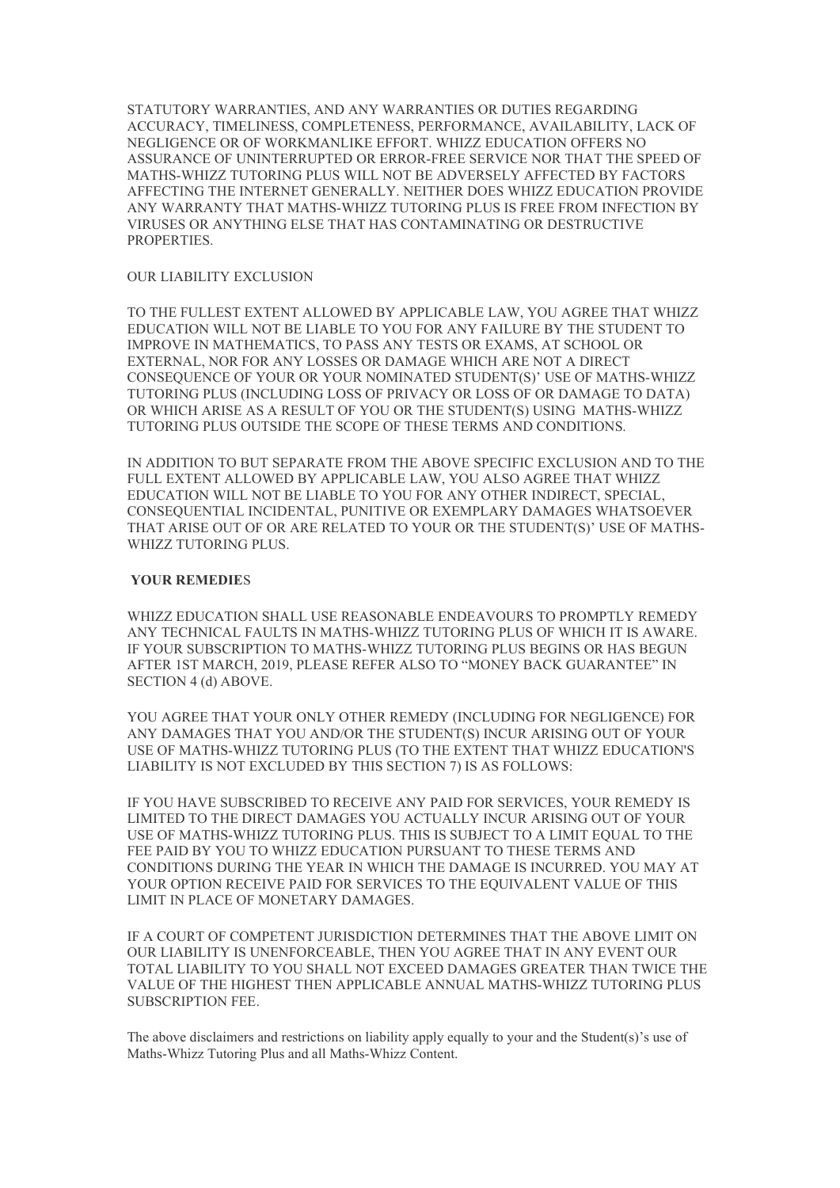STATUTORY WARRANTIES, AND ANY WARRANTIES OR DUTIES REGARDING ACCURACY, TIMELINESS, COMPLETENESS, PERFORMANCE, AVAILABILITY, LACK OF NEGLIGENCE OR OF WORKMANLIKE EFFORT. WHIZZ EDUCATION OFFERS NO ASSURANCE OF UNINTERRUPTED OR ERROR-FREE SERVICE NOR THAT THE SPEED OF MATHS-WHIZZ TUTORING PLUS WILL NOT BE ADVERSELY AFFECTED BY FACTORS AFFECTING THE INTERNET GENERALLY. NEITHER DOES WHIZZ EDUCATION PROVIDE ANY WARRANTY THAT MATHS-WHIZZ TUTORING PLUS IS FREE FROM INFECTION BY VIRUSES OR ANYTHING ELSE THAT HAS CONTAMINATING OR DESTRUCTIVE PROPERTIES.

OUR LIABILITY EXCLUSION

TO THE FULLEST EXTENT ALLOWED BY APPLICABLE LAW, YOU AGREE THAT WHIZZ EDUCATION WILL NOT BE LIABLE TO YOU FOR ANY FAILURE BY THE STUDENT TO IMPROVE IN MATHEMATICS, TO PASS ANY TESTS OR EXAMS, AT SCHOOL OR EXTERNAL, NOR FOR ANY LOSSES OR DAMAGE WHICH ARE NOT A DIRECT CONSEQUENCE OF YOUR OR YOUR NOMINATED STUDENT(S)' USE OF MATHS-WHIZZ TUTORING PLUS (INCLUDING LOSS OF PRIVACY OR LOSS OF OR DAMAGE TO DATA) OR WHICH ARISE AS A RESULT OF YOU OR THE STUDENT(S) USING MATHS-WHIZZ TUTORING PLUS OUTSIDE THE SCOPE OF THESE TERMS AND CONDITIONS.

IN ADDITION TO BUT SEPARATE FROM THE ABOVE SPECIFIC EXCLUSION AND TO THE FULL EXTENT ALLOWED BY APPLICABLE LAW, YOU ALSO AGREE THAT WHIZZ EDUCATION WILL NOT BE LIABLE TO YOU FOR ANY OTHER INDIRECT, SPECIAL, CONSEQUENTIAL INCIDENTAL, PUNITIVE OR EXEMPLARY DAMAGES WHATSOEVER THAT ARISE OUT OF OR ARE RELATED TO YOUR OR THE STUDENT(S)' USE OF MATHS-WHIZZ TUTORING PLUS.

**YOUR REMEDIES**

WHIZZ EDUCATION SHALL USE REASONABLE ENDEAVOURS TO PROMPTLY REMEDY ANY TECHNICAL FAULTS IN MATHS-WHIZZ TUTORING PLUS OF WHICH IT IS AWARE. IF YOUR SUBSCRIPTION TO MATHS-WHIZZ TUTORING PLUS BEGINS OR HAS BEGUN AFTER 1ST MARCH, 2019, PLEASE REFER ALSO TO "MONEY BACK GUARANTEE" IN SECTION 4 (d) ABOVE.

YOU AGREE THAT YOUR ONLY OTHER REMEDY (INCLUDING FOR NEGLIGENCE) FOR ANY DAMAGES THAT YOU AND/OR THE STUDENT(S) INCUR ARISING OUT OF YOUR USE OF MATHS-WHIZZ TUTORING PLUS (TO THE EXTENT THAT WHIZZ EDUCATION'S LIABILITY IS NOT EXCLUDED BY THIS SECTION 7) IS AS FOLLOWS:

IF YOU HAVE SUBSCRIBED TO RECEIVE ANY PAID FOR SERVICES, YOUR REMEDY IS LIMITED TO THE DIRECT DAMAGES YOU ACTUALLY INCUR ARISING OUT OF YOUR USE OF MATHS-WHIZZ TUTORING PLUS. THIS IS SUBJECT TO A LIMIT EQUAL TO THE FEE PAID BY YOU TO WHIZZ EDUCATION PURSUANT TO THESE TERMS AND CONDITIONS DURING THE YEAR IN WHICH THE DAMAGE IS INCURRED. YOU MAY AT YOUR OPTION RECEIVE PAID FOR SERVICES TO THE EQUIVALENT VALUE OF THIS LIMIT IN PLACE OF MONETARY DAMAGES.

IF A COURT OF COMPETENT JURISDICTION DETERMINES THAT THE ABOVE LIMIT ON OUR LIABILITY IS UNENFORCEABLE, THEN YOU AGREE THAT IN ANY EVENT OUR TOTAL LIABILITY TO YOU SHALL NOT EXCEED DAMAGES GREATER THAN TWICE THE VALUE OF THE HIGHEST THEN APPLICABLE ANNUAL MATHS-WHIZZ TUTORING PLUS SUBSCRIPTION FEE.

The above disclaimers and restrictions on liability apply equally to your and the Student(s)'s use of Maths-Whizz Tutoring Plus and all Maths-Whizz Content.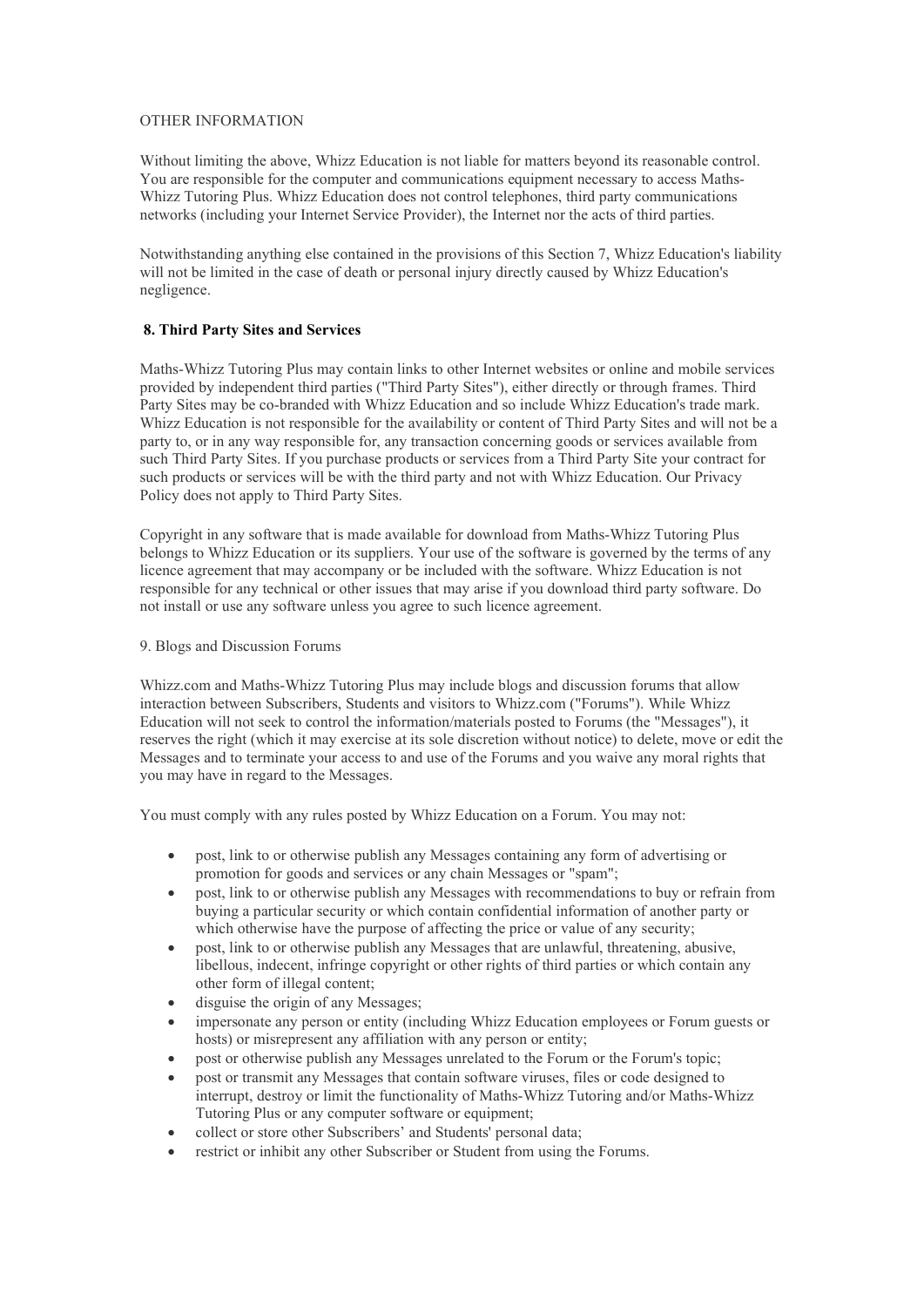OTHER INFORMATION

Without limiting the above, Whizz Education is not liable for matters beyond its reasonable control. You are responsible for the computer and communications equipment necessary to access Maths-Whizz Tutoring Plus. Whizz Education does not control telephones, third party communications networks (including your Internet Service Provider), the Internet nor the acts of third parties.

Notwithstanding anything else contained in the provisions of this Section 7, Whizz Education's liability will not be limited in the case of death or personal injury directly caused by Whizz Education's negligence.

**8. Third Party Sites and Services**

Maths-Whizz Tutoring Plus may contain links to other Internet websites or online and mobile services provided by independent third parties ("Third Party Sites"), either directly or through frames. Third Party Sites may be co-branded with Whizz Education and so include Whizz Education's trade mark. Whizz Education is not responsible for the availability or content of Third Party Sites and will not be a party to, or in any way responsible for, any transaction concerning goods or services available from such Third Party Sites. If you purchase products or services from a Third Party Site your contract for such products or services will be with the third party and not with Whizz Education. Our Privacy Policy does not apply to Third Party Sites.

Copyright in any software that is made available for download from Maths-Whizz Tutoring Plus belongs to Whizz Education or its suppliers. Your use of the software is governed by the terms of any licence agreement that may accompany or be included with the software. Whizz Education is not responsible for any technical or other issues that may arise if you download third party software. Do not install or use any software unless you agree to such licence agreement.

9. Blogs and Discussion Forums

Whizz.com and Maths-Whizz Tutoring Plus may include blogs and discussion forums that allow interaction between Subscribers, Students and visitors to Whizz.com ("Forums"). While Whizz Education will not seek to control the information/materials posted to Forums (the "Messages"), it reserves the right (which it may exercise at its sole discretion without notice) to delete, move or edit the Messages and to terminate your access to and use of the Forums and you waive any moral rights that you may have in regard to the Messages.

You must comply with any rules posted by Whizz Education on a Forum. You may not:

- post, link to or otherwise publish any Messages containing any form of advertising or promotion for goods and services or any chain Messages or "spam";
- post, link to or otherwise publish any Messages with recommendations to buy or refrain from buying a particular security or which contain confidential information of another party or which otherwise have the purpose of affecting the price or value of any security;
- post, link to or otherwise publish any Messages that are unlawful, threatening, abusive, libellous, indecent, infringe copyright or other rights of third parties or which contain any other form of illegal content;
- disguise the origin of any Messages;
- impersonate any person or entity (including Whizz Education employees or Forum guests or hosts) or misrepresent any affiliation with any person or entity;
- post or otherwise publish any Messages unrelated to the Forum or the Forum's topic;
- post or transmit any Messages that contain software viruses, files or code designed to interrupt, destroy or limit the functionality of Maths-Whizz Tutoring and/or Maths-Whizz Tutoring Plus or any computer software or equipment;
- collect or store other Subscribers' and Students' personal data;
- restrict or inhibit any other Subscriber or Student from using the Forums.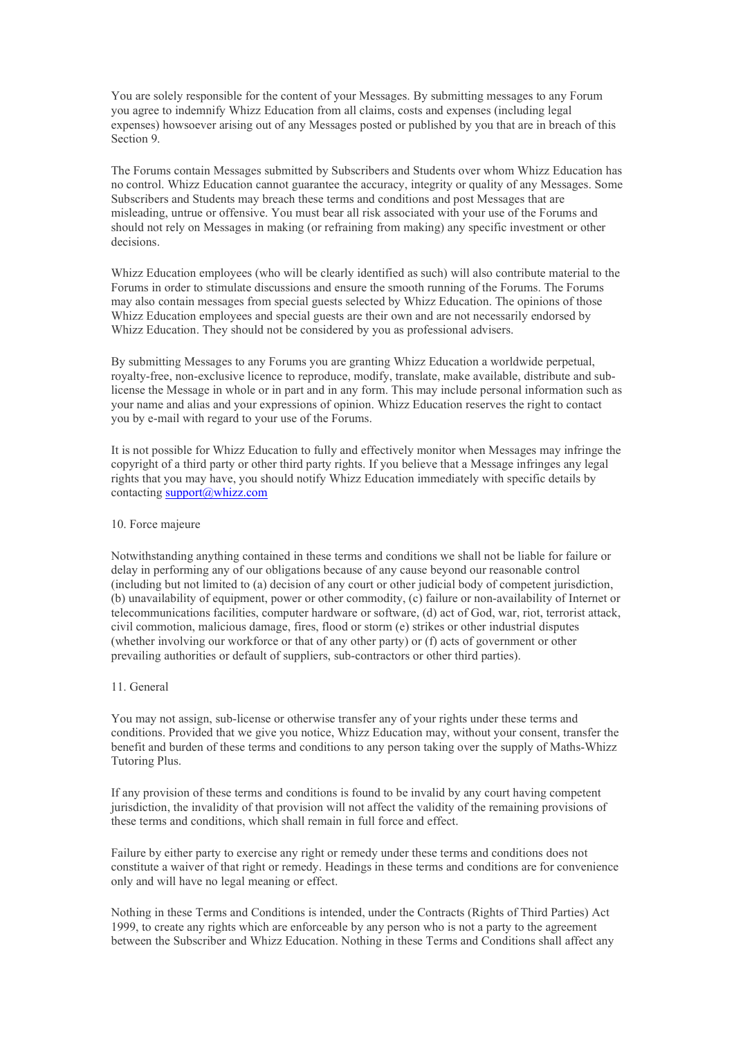You are solely responsible for the content of your Messages. By submitting messages to any Forum you agree to indemnify Whizz Education from all claims, costs and expenses (including legal expenses) howsoever arising out of any Messages posted or published by you that are in breach of this Section 9.

The Forums contain Messages submitted by Subscribers and Students over whom Whizz Education has no control. Whizz Education cannot guarantee the accuracy, integrity or quality of any Messages. Some Subscribers and Students may breach these terms and conditions and post Messages that are misleading, untrue or offensive. You must bear all risk associated with your use of the Forums and should not rely on Messages in making (or refraining from making) any specific investment or other decisions.

Whizz Education employees (who will be clearly identified as such) will also contribute material to the Forums in order to stimulate discussions and ensure the smooth running of the Forums. The Forums may also contain messages from special guests selected by Whizz Education. The opinions of those Whizz Education employees and special guests are their own and are not necessarily endorsed by Whizz Education. They should not be considered by you as professional advisers.

By submitting Messages to any Forums you are granting Whizz Education a worldwide perpetual, royalty-free, non-exclusive licence to reproduce, modify, translate, make available, distribute and sub-license the Message in whole or in part and in any form. This may include personal information such as your name and alias and your expressions of opinion. Whizz Education reserves the right to contact you by e-mail with regard to your use of the Forums.

It is not possible for Whizz Education to fully and effectively monitor when Messages may infringe the copyright of a third party or other third party rights. If you believe that a Message infringes any legal rights that you may have, you should notify Whizz Education immediately with specific details by contacting [support@whizz.com](mailto:support@whizz.com)

10. Force majeure

Notwithstanding anything contained in these terms and conditions we shall not be liable for failure or delay in performing any of our obligations because of any cause beyond our reasonable control (including but not limited to (a) decision of any court or other judicial body of competent jurisdiction, (b) unavailability of equipment, power or other commodity, (c) failure or non-availability of Internet or telecommunications facilities, computer hardware or software, (d) act of God, war, riot, terrorist attack, civil commotion, malicious damage, fires, flood or storm (e) strikes or other industrial disputes (whether involving our workforce or that of any other party) or (f) acts of government or other prevailing authorities or default of suppliers, sub-contractors or other third parties).

11. General

You may not assign, sub-license or otherwise transfer any of your rights under these terms and conditions. Provided that we give you notice, Whizz Education may, without your consent, transfer the benefit and burden of these terms and conditions to any person taking over the supply of Maths-Whizz Tutoring Plus.

If any provision of these terms and conditions is found to be invalid by any court having competent jurisdiction, the invalidity of that provision will not affect the validity of the remaining provisions of these terms and conditions, which shall remain in full force and effect.

Failure by either party to exercise any right or remedy under these terms and conditions does not constitute a waiver of that right or remedy. Headings in these terms and conditions are for convenience only and will have no legal meaning or effect.

Nothing in these Terms and Conditions is intended, under the Contracts (Rights of Third Parties) Act 1999, to create any rights which are enforceable by any person who is not a party to the agreement between the Subscriber and Whizz Education. Nothing in these Terms and Conditions shall affect any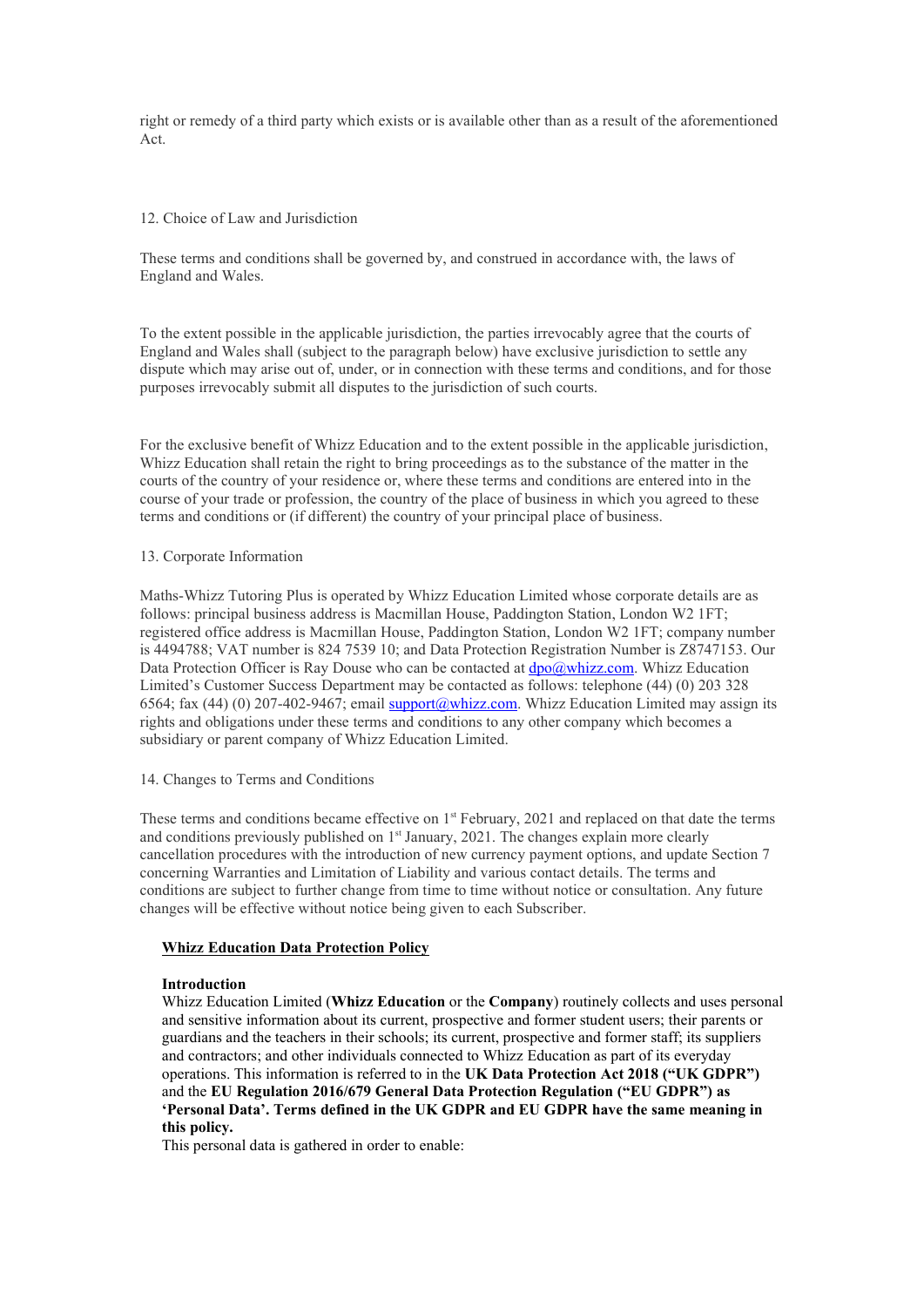right or remedy of a third party which exists or is available other than as a result of the aforementioned Act.

12. Choice of Law and Jurisdiction

These terms and conditions shall be governed by, and construed in accordance with, the laws of England and Wales.

To the extent possible in the applicable jurisdiction, the parties irrevocably agree that the courts of England and Wales shall (subject to the paragraph below) have exclusive jurisdiction to settle any dispute which may arise out of, under, or in connection with these terms and conditions, and for those purposes irrevocably submit all disputes to the jurisdiction of such courts.

For the exclusive benefit of Whizz Education and to the extent possible in the applicable jurisdiction, Whizz Education shall retain the right to bring proceedings as to the substance of the matter in the courts of the country of your residence or, where these terms and conditions are entered into in the course of your trade or profession, the country of the place of business in which you agreed to these terms and conditions or (if different) the country of your principal place of business.

13. Corporate Information

Maths-Whizz Tutoring Plus is operated by Whizz Education Limited whose corporate details are as follows: principal business address is Macmillan House, Paddington Station, London W2 1FT; registered office address is Macmillan House, Paddington Station, London W2 1FT; company number is 4494788; VAT number is 824 7539 10; and Data Protection Registration Number is Z8747153. Our Data Protection Officer is Ray Douse who can be contacted at dpo@whizz.com. Whizz Education Limited's Customer Success Department may be contacted as follows: telephone (44) (0) 203 328 6564; fax (44) (0) 207-402-9467; email support@whizz.com. Whizz Education Limited may assign its rights and obligations under these terms and conditions to any other company which becomes a subsidiary or parent company of Whizz Education Limited.

14. Changes to Terms and Conditions

These terms and conditions became effective on 1st February, 2021 and replaced on that date the terms and conditions previously published on 1st January, 2021. The changes explain more clearly cancellation procedures with the introduction of new currency payment options, and update Section 7 concerning Warranties and Limitation of Liability and various contact details. The terms and conditions are subject to further change from time to time without notice or consultation. Any future changes will be effective without notice being given to each Subscriber.

## Whizz Education Data Protection Policy

**Introduction**

Whizz Education Limited (**Whizz Education** or the **Company**) routinely collects and uses personal and sensitive information about its current, prospective and former student users; their parents or guardians and the teachers in their schools; its current, prospective and former staff; its suppliers and contractors; and other individuals connected to Whizz Education as part of its everyday operations. This information is referred to in the **UK Data Protection Act 2018 ("UK GDPR")** and the **EU Regulation 2016/679 General Data Protection Regulation ("EU GDPR") as 'Personal Data'. Terms defined in the UK GDPR and EU GDPR have the same meaning in this policy.**

This personal data is gathered in order to enable: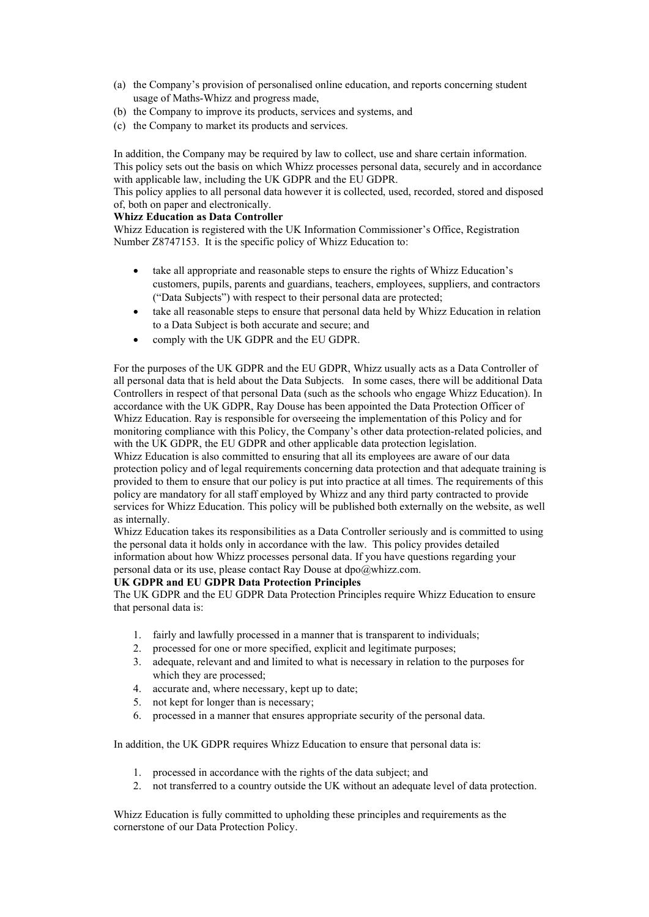(a) the Company's provision of personalised online education, and reports concerning student usage of Maths-Whizz and progress made,
(b) the Company to improve its products, services and systems, and
(c) the Company to market its products and services.

In addition, the Company may be required by law to collect, use and share certain information. This policy sets out the basis on which Whizz processes personal data, securely and in accordance with applicable law, including the UK GDPR and the EU GDPR.
This policy applies to all personal data however it is collected, used, recorded, stored and disposed of, both on paper and electronically.

**Whizz Education as Data Controller**

Whizz Education is registered with the UK Information Commissioner's Office, Registration Number Z8747153. It is the specific policy of Whizz Education to:

- take all appropriate and reasonable steps to ensure the rights of Whizz Education's customers, pupils, parents and guardians, teachers, employees, suppliers, and contractors ("Data Subjects") with respect to their personal data are protected;
- take all reasonable steps to ensure that personal data held by Whizz Education in relation to a Data Subject is both accurate and secure; and
- comply with the UK GDPR and the EU GDPR.

For the purposes of the UK GDPR and the EU GDPR, Whizz usually acts as a Data Controller of all personal data that is held about the Data Subjects. In some cases, there will be additional Data Controllers in respect of that personal Data (such as the schools who engage Whizz Education). In accordance with the UK GDPR, Ray Douse has been appointed the Data Protection Officer of Whizz Education. Ray is responsible for overseeing the implementation of this Policy and for monitoring compliance with this Policy, the Company's other data protection-related policies, and with the UK GDPR, the EU GDPR and other applicable data protection legislation.
Whizz Education is also committed to ensuring that all its employees are aware of our data protection policy and of legal requirements concerning data protection and that adequate training is provided to them to ensure that our policy is put into practice at all times. The requirements of this policy are mandatory for all staff employed by Whizz and any third party contracted to provide services for Whizz Education. This policy will be published both externally on the website, as well as internally.
Whizz Education takes its responsibilities as a Data Controller seriously and is committed to using the personal data it holds only in accordance with the law. This policy provides detailed information about how Whizz processes personal data. If you have questions regarding your personal data or its use, please contact Ray Douse at dpo@whizz.com.

**UK GDPR and EU GDPR Data Protection Principles**

The UK GDPR and the EU GDPR Data Protection Principles require Whizz Education to ensure that personal data is:

1. fairly and lawfully processed in a manner that is transparent to individuals;
2. processed for one or more specified, explicit and legitimate purposes;
3. adequate, relevant and and limited to what is necessary in relation to the purposes for which they are processed;
4. accurate and, where necessary, kept up to date;
5. not kept for longer than is necessary;
6. processed in a manner that ensures appropriate security of the personal data.

In addition, the UK GDPR requires Whizz Education to ensure that personal data is:

1. processed in accordance with the rights of the data subject; and
2. not transferred to a country outside the UK without an adequate level of data protection.

Whizz Education is fully committed to upholding these principles and requirements as the cornerstone of our Data Protection Policy.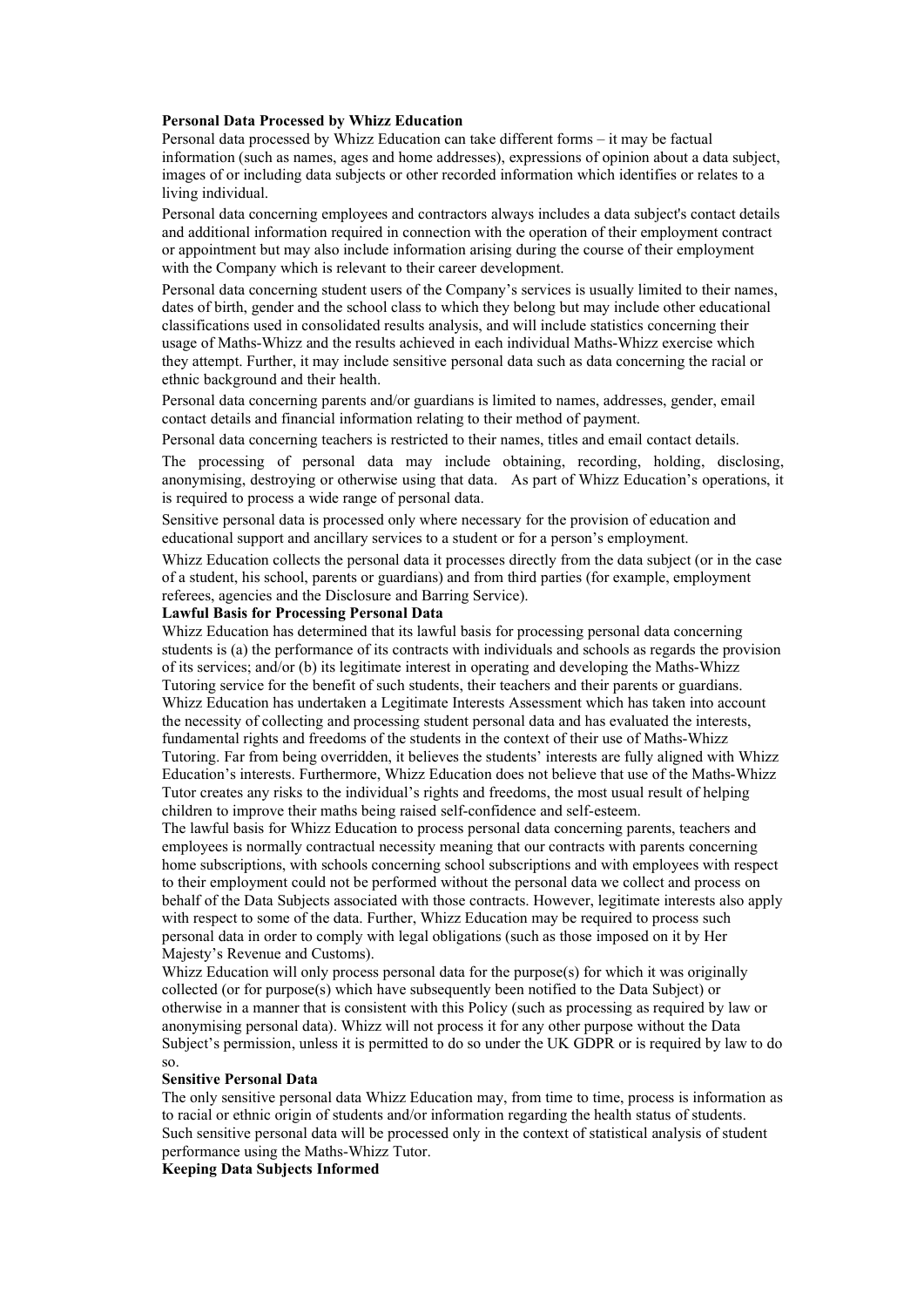**Personal Data Processed by Whizz Education**

Personal data processed by Whizz Education can take different forms – it may be factual information (such as names, ages and home addresses), expressions of opinion about a data subject, images of or including data subjects or other recorded information which identifies or relates to a living individual.

Personal data concerning employees and contractors always includes a data subject's contact details and additional information required in connection with the operation of their employment contract or appointment but may also include information arising during the course of their employment with the Company which is relevant to their career development.

Personal data concerning student users of the Company's services is usually limited to their names, dates of birth, gender and the school class to which they belong but may include other educational classifications used in consolidated results analysis, and will include statistics concerning their usage of Maths-Whizz and the results achieved in each individual Maths-Whizz exercise which they attempt. Further, it may include sensitive personal data such as data concerning the racial or ethnic background and their health.

Personal data concerning parents and/or guardians is limited to names, addresses, gender, email contact details and financial information relating to their method of payment.

Personal data concerning teachers is restricted to their names, titles and email contact details.

The processing of personal data may include obtaining, recording, holding, disclosing, anonymising, destroying or otherwise using that data. As part of Whizz Education's operations, it is required to process a wide range of personal data.

Sensitive personal data is processed only where necessary for the provision of education and educational support and ancillary services to a student or for a person's employment.

Whizz Education collects the personal data it processes directly from the data subject (or in the case of a student, his school, parents or guardians) and from third parties (for example, employment referees, agencies and the Disclosure and Barring Service).

**Lawful Basis for Processing Personal Data**

Whizz Education has determined that its lawful basis for processing personal data concerning students is (a) the performance of its contracts with individuals and schools as regards the provision of its services; and/or (b) its legitimate interest in operating and developing the Maths-Whizz Tutoring service for the benefit of such students, their teachers and their parents or guardians. Whizz Education has undertaken a Legitimate Interests Assessment which has taken into account the necessity of collecting and processing student personal data and has evaluated the interests, fundamental rights and freedoms of the students in the context of their use of Maths-Whizz Tutoring. Far from being overridden, it believes the students' interests are fully aligned with Whizz Education's interests. Furthermore, Whizz Education does not believe that use of the Maths-Whizz Tutor creates any risks to the individual's rights and freedoms, the most usual result of helping children to improve their maths being raised self-confidence and self-esteem.

The lawful basis for Whizz Education to process personal data concerning parents, teachers and employees is normally contractual necessity meaning that our contracts with parents concerning home subscriptions, with schools concerning school subscriptions and with employees with respect to their employment could not be performed without the personal data we collect and process on behalf of the Data Subjects associated with those contracts. However, legitimate interests also apply with respect to some of the data. Further, Whizz Education may be required to process such personal data in order to comply with legal obligations (such as those imposed on it by Her Majesty's Revenue and Customs).

Whizz Education will only process personal data for the purpose(s) for which it was originally collected (or for purpose(s) which have subsequently been notified to the Data Subject) or otherwise in a manner that is consistent with this Policy (such as processing as required by law or anonymising personal data). Whizz will not process it for any other purpose without the Data Subject's permission, unless it is permitted to do so under the UK GDPR or is required by law to do so.

**Sensitive Personal Data**

The only sensitive personal data Whizz Education may, from time to time, process is information as to racial or ethnic origin of students and/or information regarding the health status of students. Such sensitive personal data will be processed only in the context of statistical analysis of student performance using the Maths-Whizz Tutor.

**Keeping Data Subjects Informed**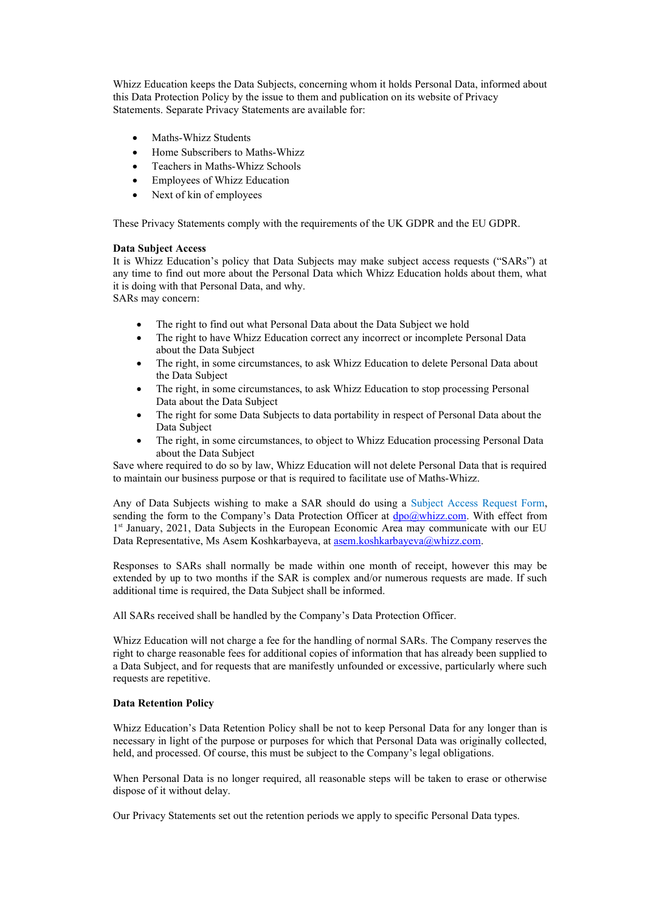Whizz Education keeps the Data Subjects, concerning whom it holds Personal Data, informed about this Data Protection Policy by the issue to them and publication on its website of Privacy Statements. Separate Privacy Statements are available for:

- Maths-Whizz Students
- Home Subscribers to Maths-Whizz
- Teachers in Maths-Whizz Schools
- Employees of Whizz Education
- Next of kin of employees

These Privacy Statements comply with the requirements of the UK GDPR and the EU GDPR.

**Data Subject Access**

It is Whizz Education's policy that Data Subjects may make subject access requests ("SARs") at any time to find out more about the Personal Data which Whizz Education holds about them, what it is doing with that Personal Data, and why.

SARs may concern:

- The right to find out what Personal Data about the Data Subject we hold
- The right to have Whizz Education correct any incorrect or incomplete Personal Data about the Data Subject
- The right, in some circumstances, to ask Whizz Education to delete Personal Data about the Data Subject
- The right, in some circumstances, to ask Whizz Education to stop processing Personal Data about the Data Subject
- The right for some Data Subjects to data portability in respect of Personal Data about the Data Subject
- The right, in some circumstances, to object to Whizz Education processing Personal Data about the Data Subject

Save where required to do so by law, Whizz Education will not delete Personal Data that is required to maintain our business purpose or that is required to facilitate use of Maths-Whizz.

Any of Data Subjects wishing to make a SAR should do using a Subject Access Request Form, sending the form to the Company's Data Protection Officer at dpo@whizz.com. With effect from 1st January, 2021, Data Subjects in the European Economic Area may communicate with our EU Data Representative, Ms Asem Koshkarbayeva, at asem.koshkarbayeva@whizz.com.

Responses to SARs shall normally be made within one month of receipt, however this may be extended by up to two months if the SAR is complex and/or numerous requests are made. If such additional time is required, the Data Subject shall be informed.

All SARs received shall be handled by the Company's Data Protection Officer.

Whizz Education will not charge a fee for the handling of normal SARs. The Company reserves the right to charge reasonable fees for additional copies of information that has already been supplied to a Data Subject, and for requests that are manifestly unfounded or excessive, particularly where such requests are repetitive.

**Data Retention Policy**

Whizz Education's Data Retention Policy shall be not to keep Personal Data for any longer than is necessary in light of the purpose or purposes for which that Personal Data was originally collected, held, and processed. Of course, this must be subject to the Company's legal obligations.

When Personal Data is no longer required, all reasonable steps will be taken to erase or otherwise dispose of it without delay.

Our Privacy Statements set out the retention periods we apply to specific Personal Data types.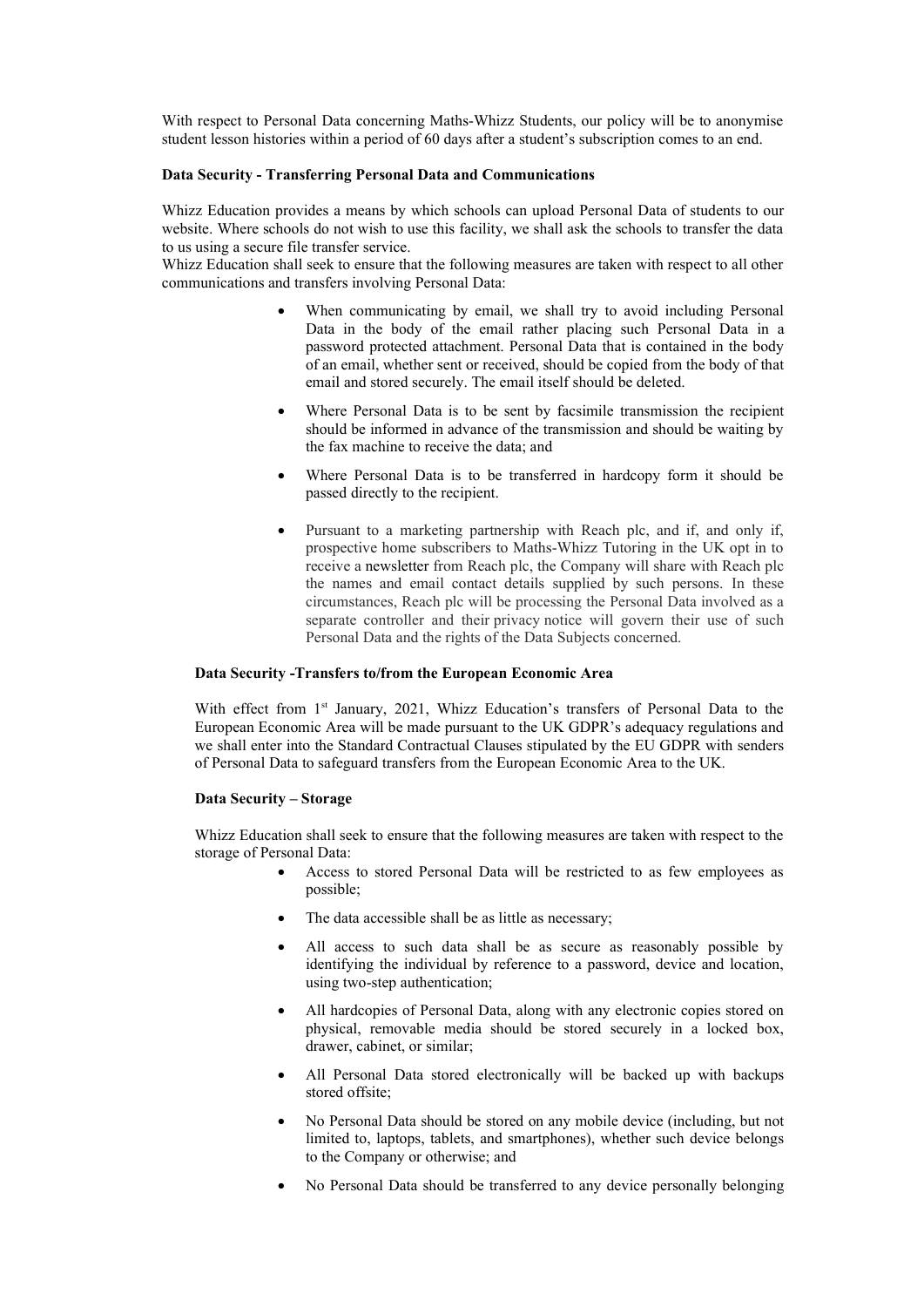With respect to Personal Data concerning Maths-Whizz Students, our policy will be to anonymise student lesson histories within a period of 60 days after a student's subscription comes to an end.

**Data Security - Transferring Personal Data and Communications**

Whizz Education provides a means by which schools can upload Personal Data of students to our website. Where schools do not wish to use this facility, we shall ask the schools to transfer the data to us using a secure file transfer service.
Whizz Education shall seek to ensure that the following measures are taken with respect to all other communications and transfers involving Personal Data:

- When communicating by email, we shall try to avoid including Personal Data in the body of the email rather placing such Personal Data in a password protected attachment. Personal Data that is contained in the body of an email, whether sent or received, should be copied from the body of that email and stored securely. The email itself should be deleted.
- Where Personal Data is to be sent by facsimile transmission the recipient should be informed in advance of the transmission and should be waiting by the fax machine to receive the data; and
- Where Personal Data is to be transferred in hardcopy form it should be passed directly to the recipient.
- Pursuant to a marketing partnership with Reach plc, and if, and only if, prospective home subscribers to Maths-Whizz Tutoring in the UK opt in to receive a newsletter from Reach plc, the Company will share with Reach plc the names and email contact details supplied by such persons. In these circumstances, Reach plc will be processing the Personal Data involved as a separate controller and their privacy notice will govern their use of such Personal Data and the rights of the Data Subjects concerned.

**Data Security -Transfers to/from the European Economic Area**

With effect from 1st January, 2021, Whizz Education's transfers of Personal Data to the European Economic Area will be made pursuant to the UK GDPR's adequacy regulations and we shall enter into the Standard Contractual Clauses stipulated by the EU GDPR with senders of Personal Data to safeguard transfers from the European Economic Area to the UK.

**Data Security – Storage**

Whizz Education shall seek to ensure that the following measures are taken with respect to the storage of Personal Data:

- Access to stored Personal Data will be restricted to as few employees as possible;
- The data accessible shall be as little as necessary;
- All access to such data shall be as secure as reasonably possible by identifying the individual by reference to a password, device and location, using two-step authentication;
- All hardcopies of Personal Data, along with any electronic copies stored on physical, removable media should be stored securely in a locked box, drawer, cabinet, or similar;
- All Personal Data stored electronically will be backed up with backups stored offsite;
- No Personal Data should be stored on any mobile device (including, but not limited to, laptops, tablets, and smartphones), whether such device belongs to the Company or otherwise; and
- No Personal Data should be transferred to any device personally belonging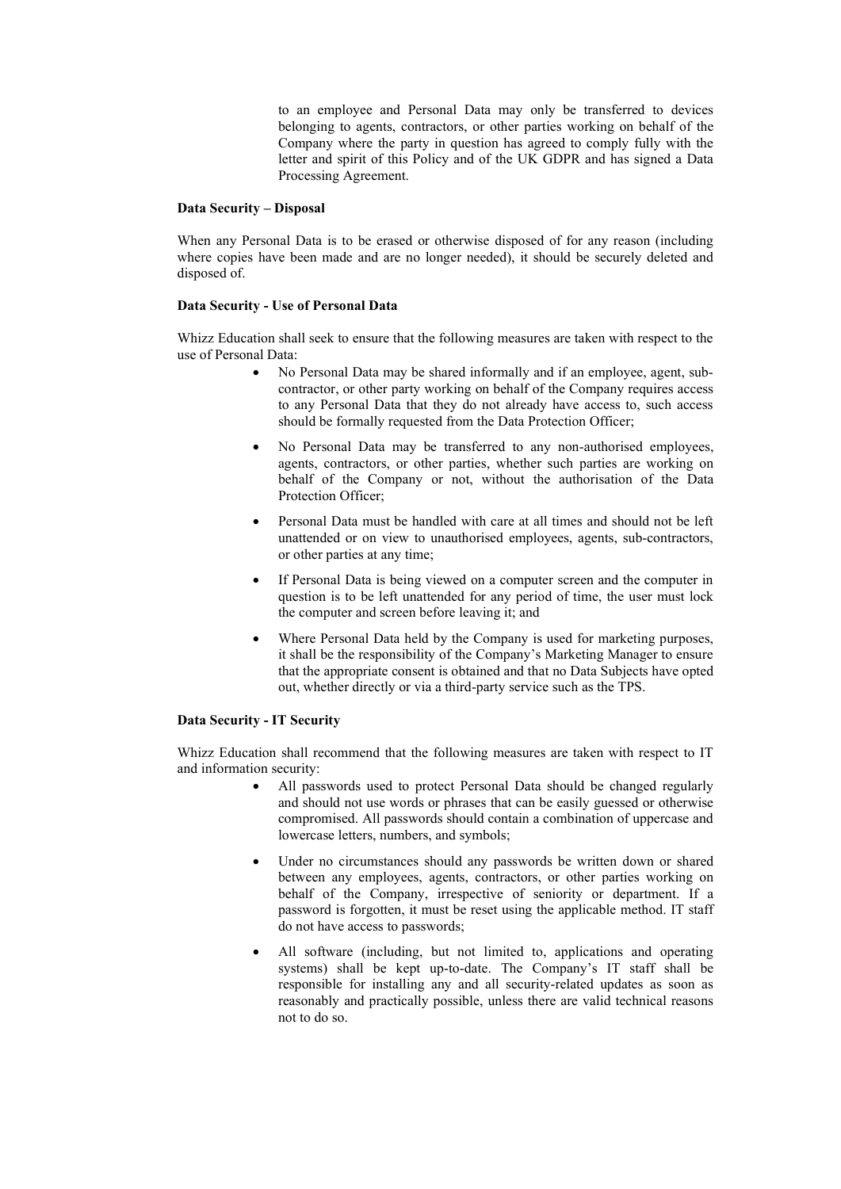to an employee and Personal Data may only be transferred to devices belonging to agents, contractors, or other parties working on behalf of the Company where the party in question has agreed to comply fully with the letter and spirit of this Policy and of the UK GDPR and has signed a Data Processing Agreement.

**Data Security – Disposal**

When any Personal Data is to be erased or otherwise disposed of for any reason (including where copies have been made and are no longer needed), it should be securely deleted and disposed of.

**Data Security - Use of Personal Data**

Whizz Education shall seek to ensure that the following measures are taken with respect to the use of Personal Data:

- No Personal Data may be shared informally and if an employee, agent, sub-contractor, or other party working on behalf of the Company requires access to any Personal Data that they do not already have access to, such access should be formally requested from the Data Protection Officer;
- No Personal Data may be transferred to any non-authorised employees, agents, contractors, or other parties, whether such parties are working on behalf of the Company or not, without the authorisation of the Data Protection Officer;
- Personal Data must be handled with care at all times and should not be left unattended or on view to unauthorised employees, agents, sub-contractors, or other parties at any time;
- If Personal Data is being viewed on a computer screen and the computer in question is to be left unattended for any period of time, the user must lock the computer and screen before leaving it; and
- Where Personal Data held by the Company is used for marketing purposes, it shall be the responsibility of the Company's Marketing Manager to ensure that the appropriate consent is obtained and that no Data Subjects have opted out, whether directly or via a third-party service such as the TPS.

**Data Security - IT Security**

Whizz Education shall recommend that the following measures are taken with respect to IT and information security:

- All passwords used to protect Personal Data should be changed regularly and should not use words or phrases that can be easily guessed or otherwise compromised. All passwords should contain a combination of uppercase and lowercase letters, numbers, and symbols;
- Under no circumstances should any passwords be written down or shared between any employees, agents, contractors, or other parties working on behalf of the Company, irrespective of seniority or department. If a password is forgotten, it must be reset using the applicable method. IT staff do not have access to passwords;
- All software (including, but not limited to, applications and operating systems) shall be kept up-to-date. The Company's IT staff shall be responsible for installing any and all security-related updates as soon as reasonably and practically possible, unless there are valid technical reasons not to do so.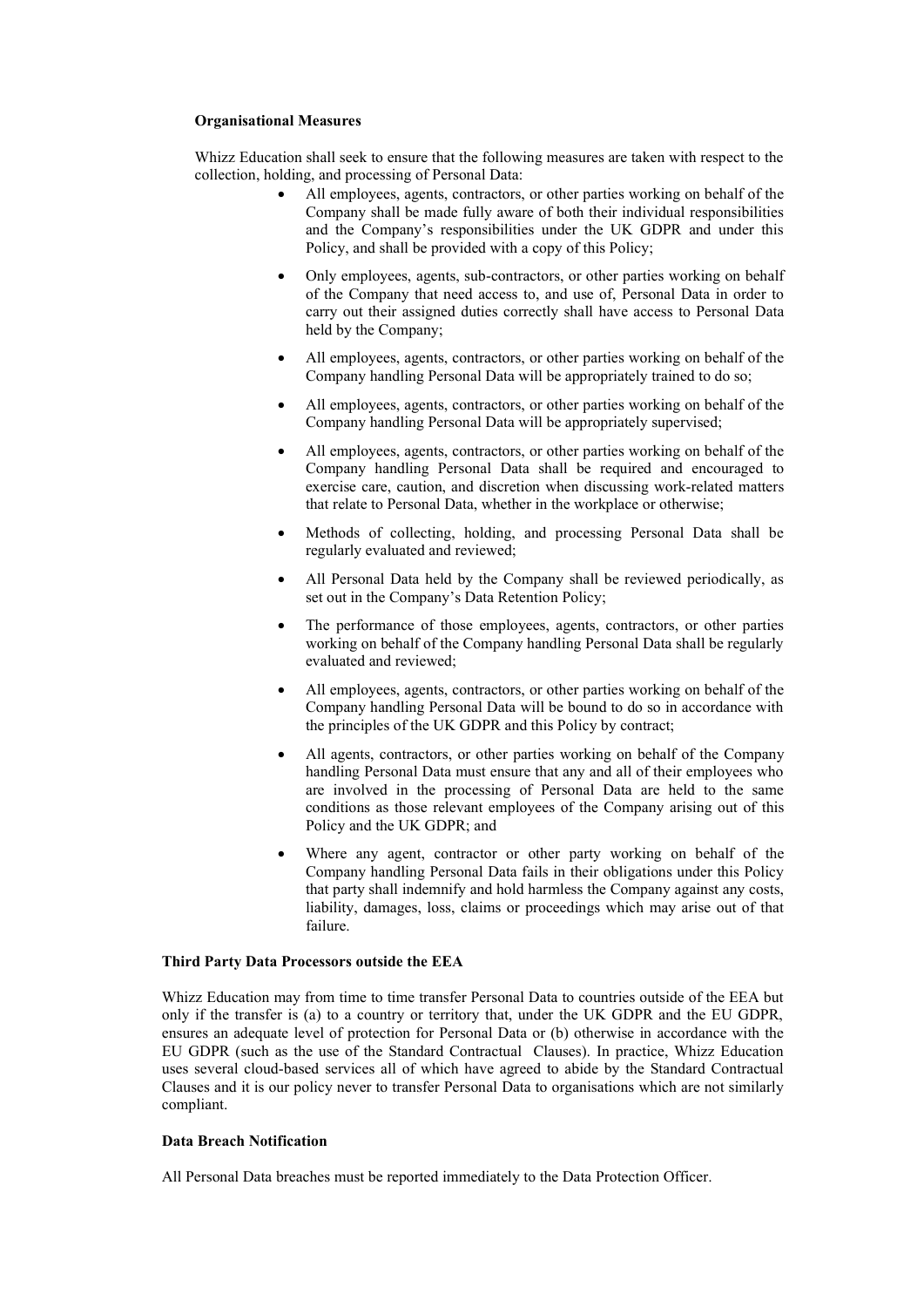**Organisational Measures**

Whizz Education shall seek to ensure that the following measures are taken with respect to the collection, holding, and processing of Personal Data:

- All employees, agents, contractors, or other parties working on behalf of the Company shall be made fully aware of both their individual responsibilities and the Company's responsibilities under the UK GDPR and under this Policy, and shall be provided with a copy of this Policy;
- Only employees, agents, sub-contractors, or other parties working on behalf of the Company that need access to, and use of, Personal Data in order to carry out their assigned duties correctly shall have access to Personal Data held by the Company;
- All employees, agents, contractors, or other parties working on behalf of the Company handling Personal Data will be appropriately trained to do so;
- All employees, agents, contractors, or other parties working on behalf of the Company handling Personal Data will be appropriately supervised;
- All employees, agents, contractors, or other parties working on behalf of the Company handling Personal Data shall be required and encouraged to exercise care, caution, and discretion when discussing work-related matters that relate to Personal Data, whether in the workplace or otherwise;
- Methods of collecting, holding, and processing Personal Data shall be regularly evaluated and reviewed;
- All Personal Data held by the Company shall be reviewed periodically, as set out in the Company's Data Retention Policy;
- The performance of those employees, agents, contractors, or other parties working on behalf of the Company handling Personal Data shall be regularly evaluated and reviewed;
- All employees, agents, contractors, or other parties working on behalf of the Company handling Personal Data will be bound to do so in accordance with the principles of the UK GDPR and this Policy by contract;
- All agents, contractors, or other parties working on behalf of the Company handling Personal Data must ensure that any and all of their employees who are involved in the processing of Personal Data are held to the same conditions as those relevant employees of the Company arising out of this Policy and the UK GDPR; and
- Where any agent, contractor or other party working on behalf of the Company handling Personal Data fails in their obligations under this Policy that party shall indemnify and hold harmless the Company against any costs, liability, damages, loss, claims or proceedings which may arise out of that failure.

**Third Party Data Processors outside the EEA**

Whizz Education may from time to time transfer Personal Data to countries outside of the EEA but only if the transfer is (a) to a country or territory that, under the UK GDPR and the EU GDPR, ensures an adequate level of protection for Personal Data or (b) otherwise in accordance with the EU GDPR (such as the use of the Standard Contractual Clauses). In practice, Whizz Education uses several cloud-based services all of which have agreed to abide by the Standard Contractual Clauses and it is our policy never to transfer Personal Data to organisations which are not similarly compliant.

**Data Breach Notification**

All Personal Data breaches must be reported immediately to the Data Protection Officer.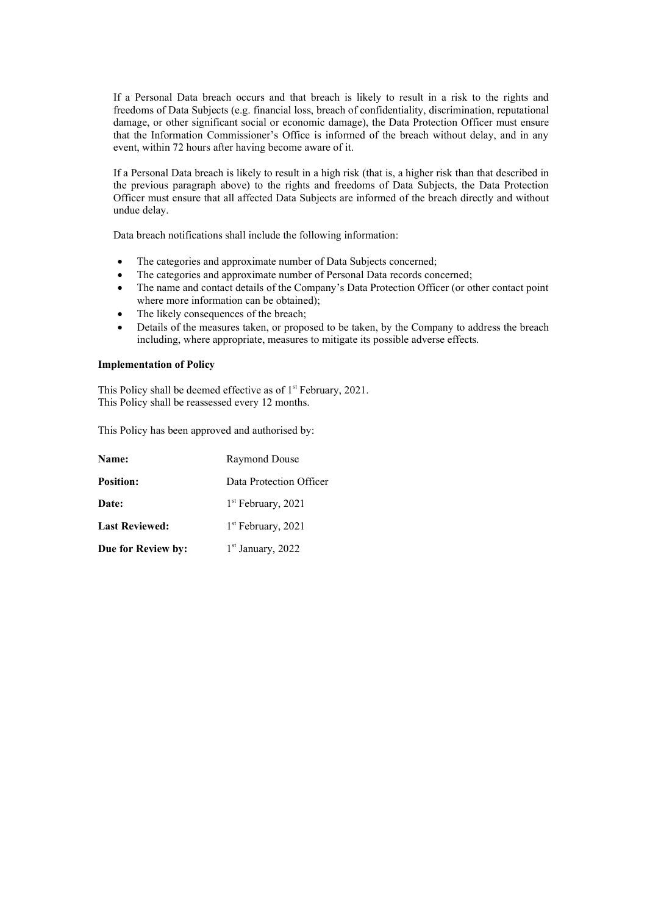If a Personal Data breach occurs and that breach is likely to result in a risk to the rights and freedoms of Data Subjects (e.g. financial loss, breach of confidentiality, discrimination, reputational damage, or other significant social or economic damage), the Data Protection Officer must ensure that the Information Commissioner's Office is informed of the breach without delay, and in any event, within 72 hours after having become aware of it.

If a Personal Data breach is likely to result in a high risk (that is, a higher risk than that described in the previous paragraph above) to the rights and freedoms of Data Subjects, the Data Protection Officer must ensure that all affected Data Subjects are informed of the breach directly and without undue delay.

Data breach notifications shall include the following information:

- The categories and approximate number of Data Subjects concerned;
- The categories and approximate number of Personal Data records concerned;
- The name and contact details of the Company's Data Protection Officer (or other contact point where more information can be obtained);
- The likely consequences of the breach;
- Details of the measures taken, or proposed to be taken, by the Company to address the breach including, where appropriate, measures to mitigate its possible adverse effects.

**Implementation of Policy**

This Policy shall be deemed effective as of 1st February, 2021.
This Policy shall be reassessed every 12 months.

This Policy has been approved and authorised by:

| | |
|---|---|
| **Name:** | Raymond Douse |
| **Position:** | Data Protection Officer |
| **Date:** | 1st February, 2021 |
| **Last Reviewed:** | 1st February, 2021 |
| **Due for Review by:** | 1st January, 2022 |